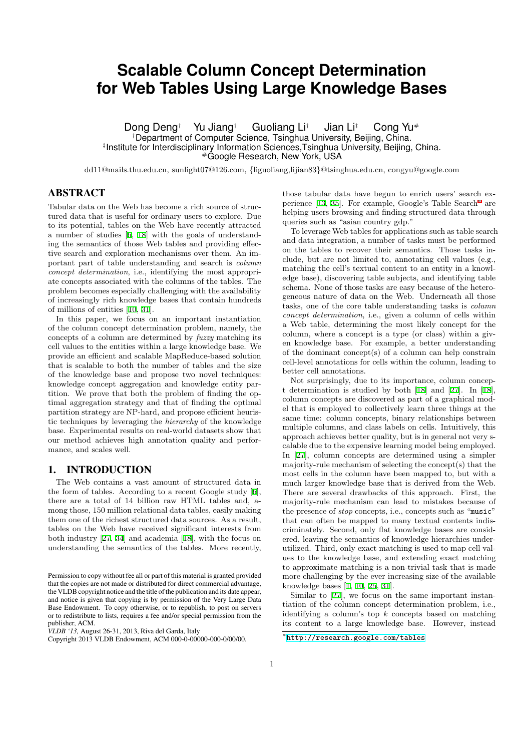# Scalable Column Concept Determination for Web Tables Using Large Knowledge Bases

Dong Deng[†] Yu Jiang[†] Guoliang Li[†] Jian Li[‡] Cong Yu[#]

[†]Department of Computer Science, Tsinghua University, Beijing, China.
[‡]Institute for Interdisciplinary Information Sciences,Tsinghua University, Beijing, China.
[#]Google Research, New York, USA

dd11@mails.thu.edu.cn, sunlight07@126.com, {liguoliang,lijian83}@tsinghua.edu.cn, congyu@google.com

## ABSTRACT

Tabular data on the Web has become a rich source of structured data that is useful for ordinary users to explore. Due to its potential, tables on the Web have recently attracted a number of studies [6, 18] with the goals of understanding the semantics of those Web tables and providing effective search and exploration mechanisms over them. An important part of table understanding and search is *column concept determination*, i.e., identifying the most appropriate concepts associated with the columns of the tables. The problem becomes especially challenging with the availability of increasingly rich knowledge bases that contain hundreds of millions of entities [10, 31].

In this paper, we focus on an important instantiation of the column concept determination problem, namely, the concepts of a column are determined by *fuzzy* matching its cell values to the entities within a large knowledge base. We provide an efficient and scalable MapReduce-based solution that is scalable to both the number of tables and the size of the knowledge base and propose two novel techniques: knowledge concept aggregation and knowledge entity partition. We prove that both the problem of finding the optimal aggregation strategy and that of finding the optimal partition strategy are NP-hard, and propose efficient heuristic techniques by leveraging the *hierarchy* of the knowledge base. Experimental results on real-world datasets show that our method achieves high annotation quality and performance, and scales well.

## 1. INTRODUCTION

The Web contains a vast amount of structured data in the form of tables. According to a recent Google study [6], there are a total of 14 billion raw HTML tables and, among those, 150 million relational data tables, easily making them one of the richest structured data sources. As a result, tables on the Web have received significant interests from both industry [27, 34] and academia [18], with the focus on understanding the semantics of the tables. More recently, those tabular data have begun to enrich users' search experience [13, 35]. For example, Google's Table Search[*] are helping users browsing and finding structured data through queries such as "asian country gdp."

To leverage Web tables for applications such as table search and data integration, a number of tasks must be performed on the tables to recover their semantics. Those tasks include, but are not limited to, annotating cell values (e.g., matching the cell's textual content to an entity in a knowledge base), discovering table subjects, and identifying table schema. None of those tasks are easy because of the heterogeneous nature of data on the Web. Underneath all those tasks, one of the core table understanding tasks is *column concept determination*, i.e., given a column of cells within a Web table, determining the most likely concept for the column, where a concept is a type (or class) within a given knowledge base. For example, a better understanding of the dominant concept(s) of a column can help constrain cell-level annotations for cells within the column, leading to better cell annotations.

Not surprisingly, due to its importance, column concept determination is studied by both [18] and [27]. In [18], column concepts are discovered as part of a graphical model that is employed to collectively learn three things at the same time: column concepts, binary relationships between multiple columns, and class labels on cells. Intuitively, this approach achieves better quality, but is in general not very scalable due to the expensive learning model being employed. In [27], column concepts are determined using a simpler majority-rule mechanism of selecting the concept(s) that the most cells in the column have been mapped to, but with a much larger knowledge base that is derived from the Web. There are several drawbacks of this approach. First, the majority-rule mechanism can lead to mistakes because of the presence of *stop* concepts, i.e., concepts such as "music" that can often be mapped to many textual contents indiscriminately. Second, only flat knowledge bases are considered, leaving the semantics of knowledge hierarchies underutilized. Third, only exact matching is used to map cell values to the knowledge base, and extending exact matching to approximate matching is a non-trivial task that is made more challenging by the ever increasing size of the available knowledge bases [1, 10, 25, 31].

Similar to [27], we focus on the same important instantiation of the column concept determination problem, i.e., identifying a column's top $k$ concepts based on matching its content to a large knowledge base. However, instead

[*]http://research.google.com/tables

Permission to copy without fee all or part of this material is granted provided that the copies are not made or distributed for direct commercial advantage, the VLDB copyright notice and the title of the publication and its date appear, and notice is given that copying is by permission of the Very Large Data Base Endowment. To copy otherwise, or to republish, to post on servers or to redistribute to lists, requires a fee and/or special permission from the publisher, ACM.
*VLDB '13,* August 26-31, 2013, Riva del Garda, Italy
Copyright 2013 VLDB Endowment, ACM 000-0-00000-000-0/00/00.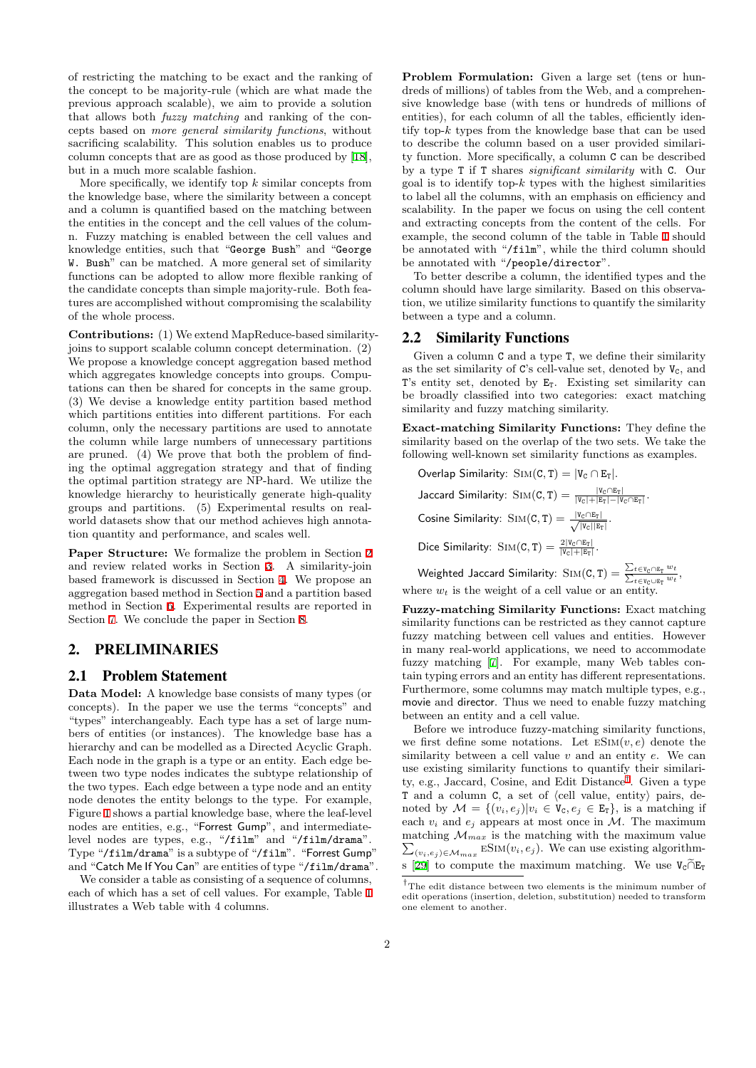of restricting the matching to be exact and the ranking of the concept to be majority-rule (which are what made the previous approach scalable), we aim to provide a solution that allows both *fuzzy matching* and ranking of the concepts based on *more general similarity functions*, without sacrificing scalability. This solution enables us to produce column concepts that are as good as those produced by [18], but in a much more scalable fashion.

More specifically, we identify top $k$ similar concepts from the knowledge base, where the similarity between a concept and a column is quantified based on the matching between the entities in the concept and the cell values of the column. Fuzzy matching is enabled between the cell values and knowledge entities, such that "George Bush" and "George W. Bush" can be matched. A more general set of similarity functions can be adopted to allow more flexible ranking of the candidate concepts than simple majority-rule. Both features are accomplished without compromising the scalability of the whole process.

**Contributions:** (1) We extend MapReduce-based similarity-joins to support scalable column concept determination. (2) We propose a knowledge concept aggregation based method which aggregates knowledge concepts into groups. Computations can then be shared for concepts in the same group. (3) We devise a knowledge entity partition based method which partitions entities into different partitions. For each column, only the necessary partitions are used to annotate the column while large numbers of unnecessary partitions are pruned. (4) We prove that both the problem of finding the optimal aggregation strategy and that of finding the optimal partition strategy are NP-hard. We utilize the knowledge hierarchy to heuristically generate high-quality groups and partitions. (5) Experimental results on real-world datasets show that our method achieves high annotation quantity and performance, and scales well.

**Paper Structure:** We formalize the problem in Section 2 and review related works in Section 3. A similarity-join based framework is discussed in Section 4. We propose an aggregation based method in Section 5 and a partition based method in Section 6. Experimental results are reported in Section 7. We conclude the paper in Section 8.

# 2. PRELIMINARIES

## 2.1 Problem Statement

**Data Model:** A knowledge base consists of many types (or concepts). In the paper we use the terms "concepts" and "types" interchangeably. Each type has a set of large numbers of entities (or instances). The knowledge base has a hierarchy and can be modelled as a Directed Acyclic Graph. Each node in the graph is a type or an entity. Each edge between two type nodes indicates the subtype relationship of the two types. Each edge between a type node and an entity node denotes the entity belongs to the type. For example, Figure 1 shows a partial knowledge base, where the leaf-level nodes are entities, e.g., "Forrest Gump", and intermediate-level nodes are types, e.g., "/film" and "/film/drama". Type "/film/drama" is a subtype of "/film". "Forrest Gump" and "Catch Me If You Can" are entities of type "/film/drama".

We consider a table as consisting of a sequence of columns, each of which has a set of cell values. For example, Table 1 illustrates a Web table with 4 columns.

**Problem Formulation:** Given a large set (tens or hundreds of millions) of tables from the Web, and a comprehensive knowledge base (with tens or hundreds of millions of entities), for each column of all the tables, efficiently identify top-$k$ types from the knowledge base that can be used to describe the column based on a user provided similarity function. More specifically, a column $\mathtt{C}$ can be described by a type $\mathtt{T}$ if $\mathtt{T}$ shares *significant similarity* with $\mathtt{C}$. Our goal is to identify top-$k$ types with the highest similarities to label all the columns, with an emphasis on efficiency and scalability. In the paper we focus on using the cell content and extracting concepts from the content of the cells. For example, the second column of the table in Table 1 should be annotated with "/film", while the third column should be annotated with "/people/director".

To better describe a column, the identified types and the column should have large similarity. Based on this observation, we utilize similarity functions to quantify the similarity between a type and a column.

## 2.2 Similarity Functions

Given a column $\mathtt{C}$ and a type $\mathtt{T}$, we define their similarity as the set similarity of $\mathtt{C}$'s cell-value set, denoted by $\mathtt{V_C}$, and $\mathtt{T}$'s entity set, denoted by $\mathtt{E_T}$. Existing set similarity can be broadly classified into two categories: exact matching similarity and fuzzy matching similarity.

**Exact-matching Similarity Functions:** They define the similarity based on the overlap of the two sets. We take the following well-known set similarity functions as examples.

Overlap Similarity: $\textsc{Sim}(\mathtt{C},\mathtt{T}) = |\mathtt{V_C} \cap \mathtt{E_T}|$.

Jaccard Similarity: $\textsc{Sim}(\mathtt{C},\mathtt{T}) = \frac{|\mathtt{V_C} \cap \mathtt{E_T}|}{|\mathtt{V_C}|+|\mathtt{E_T}|-|\mathtt{V_C} \cap \mathtt{E_T}|}$.

Cosine Similarity: $\textsc{Sim}(\mathtt{C},\mathtt{T}) = \frac{|\mathtt{V_C} \cap \mathtt{E_T}|}{\sqrt{|\mathtt{V_C}||\mathtt{E_T}|}}$.

Dice Similarity: $\textsc{Sim}(\mathtt{C},\mathtt{T}) = \frac{2|\mathtt{V_C} \cap \mathtt{E_T}|}{|\mathtt{V_C}|+|\mathtt{E_T}|}$.

Weighted Jaccard Similarity: $\textsc{Sim}(\mathtt{C},\mathtt{T}) = \frac{\sum_{t \in \mathtt{V_C} \cap \mathtt{E_T}} w_t}{\sum_{t \in \mathtt{V_C} \cup \mathtt{E_T}} w_t}$,
where $w_t$ is the weight of a cell value or an entity.

**Fuzzy-matching Similarity Functions:** Exact matching similarity functions can be restricted as they cannot capture fuzzy matching between cell values and entities. However in many real-world applications, we need to accommodate fuzzy matching [7]. For example, many Web tables contain typing errors and an entity has different representations. Furthermore, some columns may match multiple types, e.g., movie and director. Thus we need to enable fuzzy matching between an entity and a cell value.

Before we introduce fuzzy-matching similarity functions, we first define some notations. Let $\textsc{eSim}(v, e)$ denote the similarity between a cell value $v$ and an entity $e$. We can use existing similarity functions to quantify their similarity, e.g., Jaccard, Cosine, and Edit Distance[†]. Given a type $\mathtt{T}$ and a column $\mathtt{C}$, a set of ⟨cell value, entity⟩ pairs, denoted by $\mathcal{M} = \{(v_i, e_j) | v_i \in \mathtt{V_C}, e_j \in \mathtt{E_T}\}$, is a matching if each $v_i$ and $e_j$ appears at most once in $\mathcal{M}$. The maximum matching $\mathcal{M}_{max}$ is the matching with the maximum value $\sum_{(v_i,e_j) \in \mathcal{M}_{max}} \textsc{eSim}(v_i, e_j)$. We can use existing algorithms [29] to compute the maximum matching. We use $\mathtt{V_C} \widetilde{\cap} \mathtt{E_T}$

[†]The edit distance between two elements is the minimum number of edit operations (insertion, deletion, substitution) needed to transform one element to another.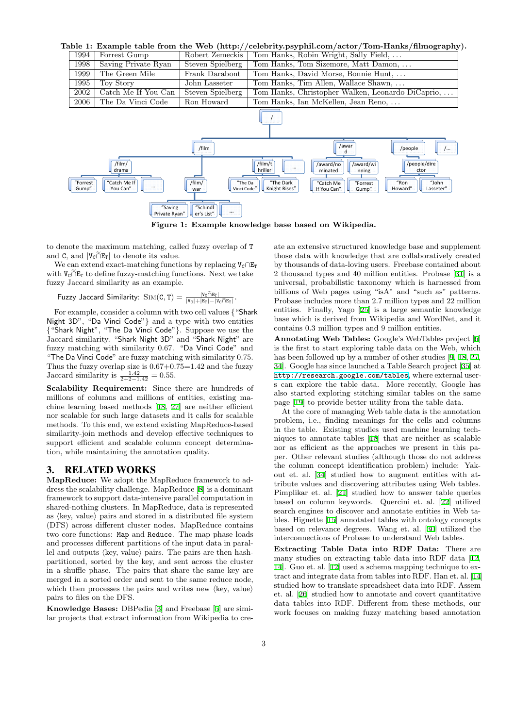**Table 1: Example table from the Web (http://celebrity.psyphil.com/actor/Tom-Hanks/filmography).**

| | | | |
|---|---|---|---|
| 1994 | Forrest Gump | Robert Zemeckis | Tom Hanks, Robin Wright, Sally Field, ... |
| 1998 | Saving Private Ryan | Steven Spielberg | Tom Hanks, Tom Sizemore, Matt Damon, ... |
| 1999 | The Green Mile | Frank Darabont | Tom Hanks, David Morse, Bonnie Hunt, ... |
| 1995 | Toy Story | John Lasseter | Tom Hanks, Tim Allen, Wallace Shawn, ... |
| 2002 | Catch Me If You Can | Steven Spielberg | Tom Hanks, Christopher Walken, Leonardo DiCaprio, ... |
| 2006 | The Da Vinci Code | Ron Howard | Tom Hanks, Ian McKellen, Jean Reno, ... |

**Figure 1: Example knowledge base based on Wikipedia.**

to denote the maximum matching, called fuzzy overlap of T and C, and $|V_C \widetilde{\cap} E_T|$ to denote its value.

We can extend exact-matching functions by replacing $V_C \cap E_T$ with $V_C \widetilde{\cap} E_T$ to define fuzzy-matching functions. Next we take fuzzy Jaccard similarity as an example.

$$\text{Fuzzy Jaccard Similarity: } \textsc{Sim}(C, T) = \frac{|V_C \widetilde{\cap} E_T|}{|V_C| + |E_T| - |V_C \widetilde{\cap} E_T|}.$$

For example, consider a column with two cell values {"Shark Night 3D", "Da Vinci Code"} and a type with two entities {"Shark Night", "The Da Vinci Code"}. Suppose we use the Jaccard similarity. "Shark Night 3D" and "Shark Night" are fuzzy matching with similarity 0.67. "Da Vinci Code" and "The Da Vinci Code" are fuzzy matching with similarity 0.75. Thus the fuzzy overlap size is 0.67+0.75=1.42 and the fuzzy Jaccard similarity is $\frac{1.42}{2+2-1.42} = 0.55$.

**Scalability Requirement:** Since there are hundreds of millions of columns and millions of entity types, existing machine learning based methods [18, 27] are neither efficient nor scalable for such large datasets and it calls for scalable methods. To this end, we extend existing MapReduce-based similarity-join methods and develop effective techniques to support efficient and scalable column concept determination, while maintaining the annotation quality.

## 3. RELATED WORKS

**MapReduce:** We adopt the MapReduce framework to address the scalability challenge. MapReduce [8] is a dominant framework to support data-intensive parallel computation in shared-nothing clusters. In MapReduce, data is represented as ⟨key, value⟩ pairs and stored in a distributed file system (DFS) across different cluster nodes. MapReduce contains two core functions: `Map` and `Reduce`. The map phase loads and processes different partitions of the input data in parallel and outputs ⟨key, value⟩ pairs. The pairs are then hash-partitioned, sorted by the key, and sent across the cluster in a shuffle phase. The pairs that share the same key are merged in a sorted order and sent to the same reduce node, which then processes the pairs and writes new ⟨key, value⟩ pairs to files on the DFS.

**Knowledge Bases:** DBPedia [3] and Freebase [5] are similar projects that extract information from Wikipedia to create an extensive structured knowledge base and supplement those data with knowledge that are collaboratively created by thousands of data-loving users. Freebase contained about 2 thousand types and 40 million entities. Probase [31] is a universal, probabilistic taxonomy which is harnessed from billions of Web pages using "isA" and "such as" patterns. Probase includes more than 2.7 million types and 22 million entities. Finally, Yago [25] is a large semantic knowledge base which is derived from Wikipedia and WordNet, and it contains 0.3 million types and 9 million entities.

**Annotating Web Tables:** Google's WebTables project [6] is the first to start exploring table data on the Web, which has been followed up by a number of other studies [9, 18, 27, 34]. Google has since launched a Table Search project [35] at http://research.google.com/tables, where external users can explore the table data. More recently, Google has also started exploring stitching similar tables on the same page [19] to provide better utility from the table data.

At the core of managing Web table data is the annotation problem, i.e., finding meanings for the cells and columns in the table. Existing studies used machine learning techniques to annotate tables [18] that are neither as scalable nor as efficient as the approaches we present in this paper. Other relevant studies (although those do not address the column concept identification problem) include: Yakout et. al. [34] studied how to augment entities with attribute values and discovering attributes using Web tables. Pimplikar et. al. [21] studied how to answer table queries based on column keywords. Quercini et. al. [22] utilized search engines to discover and annotate entities in Web tables. Hignette [15] annotated tables with ontology concepts based on relevance degrees. Wang et. al. [30] utilized the interconnections of Probase to understand Web tables.

**Extracting Table Data into RDF Data:** There are many studies on extracting table data into RDF data [12, 14]. Guo et. al. [12] used a schema mapping technique to extract and integrate data from tables into RDF. Han et. al. [14] studied how to translate spreadsheet data into RDF. Assem et. al. [26] studied how to annotate and covert quantitative data tables into RDF. Different from these methods, our work focuses on making fuzzy matching based annotation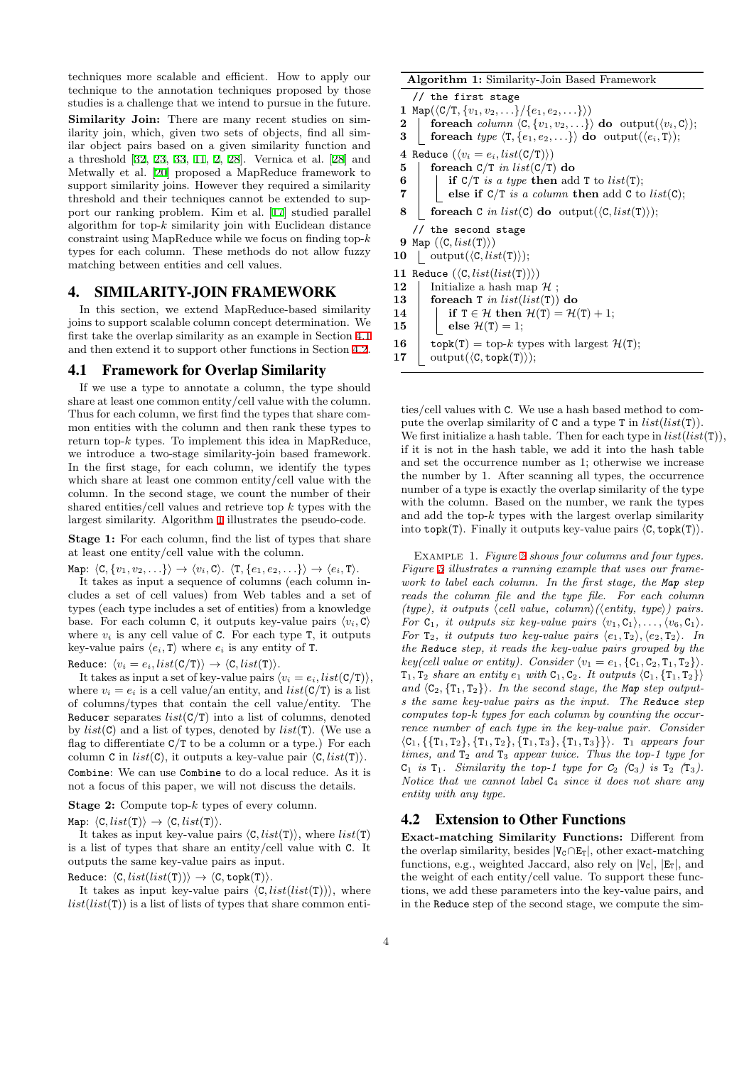techniques more scalable and efficient. How to apply our technique to the annotation techniques proposed by those studies is a challenge that we intend to pursue in the future.

**Similarity Join:** There are many recent studies on similarity join, which, given two sets of objects, find all similar object pairs based on a given similarity function and a threshold [32, 23, 33, 11, 2, 28]. Vernica et al. [28] and Metwally et al. [20] proposed a MapReduce framework to support similarity joins. However they required a similarity threshold and their techniques cannot be extended to support our ranking problem. Kim et al. [17] studied parallel algorithm for top-$k$ similarity join with Euclidean distance constraint using MapReduce while we focus on finding top-$k$ types for each column. These methods do not allow fuzzy matching between entities and cell values.

# 4. SIMILARITY-JOIN FRAMEWORK

In this section, we extend MapReduce-based similarity joins to support scalable column concept determination. We first take the overlap similarity as an example in Section 4.1 and then extend it to support other functions in Section 4.2.

## 4.1 Framework for Overlap Similarity

If we use a type to annotate a column, the type should share at least one common entity/cell value with the column. Thus for each column, we first find the types that share common entities with the column and then rank these types to return top-$k$ types. To implement this idea in MapReduce, we introduce a two-stage similarity-join based framework. In the first stage, for each column, we identify the types which share at least one common entity/cell value with the column. In the second stage, we count the number of their shared entities/cell values and retrieve top $k$ types with the largest similarity. Algorithm 1 illustrates the pseudo-code.

**Stage 1:** For each column, find the list of types that share at least one entity/cell value with the column.

`Map`: $\langle \mathtt{C}, \{v_1, v_2, \ldots\}\rangle \rightarrow \langle v_i, \mathtt{C}\rangle$. $\langle \mathtt{T}, \{e_1, e_2, \ldots\}\rangle \rightarrow \langle e_i, \mathtt{T}\rangle$.

It takes as input a sequence of columns (each column includes a set of cell values) from Web tables and a set of types (each type includes a set of entities) from a knowledge base. For each column C, it outputs key-value pairs $\langle v_i, \mathtt{C}\rangle$ where $v_i$ is any cell value of C. For each type T, it outputs key-value pairs $\langle e_i, \mathtt{T}\rangle$ where $e_i$ is any entity of T.

`Reduce`: $\langle v_i = e_i, list(\mathtt{C/T})\rangle \rightarrow \langle \mathtt{C}, list(\mathtt{T})\rangle$.

It takes as input a set of key-value pairs $\langle v_i = e_i, list(\mathtt{C/T})\rangle$, where $v_i = e_i$ is a cell value/an entity, and $list(\mathtt{C/T})$ is a list of columns/types that contain the cell value/entity. The `Reducer` separates $list(\mathtt{C/T})$ into a list of columns, denoted by $list(\mathtt{C})$ and a list of types, denoted by $list(\mathtt{T})$. (We use a flag to differentiate C/T to be a column or a type.) For each column C in $list(\mathtt{C})$, it outputs a key-value pair $\langle \mathtt{C}, list(\mathtt{T})\rangle$.

`Combine`: We can use `Combine` to do a local reduce. As it is not a focus of this paper, we will not discuss the details.

**Stage 2:** Compute top-$k$ types of every column.

`Map`: $\langle \mathtt{C}, list(\mathtt{T})\rangle \rightarrow \langle \mathtt{C}, list(\mathtt{T})\rangle$.

It takes as input key-value pairs $\langle \mathtt{C}, list(\mathtt{T})\rangle$, where $list(\mathtt{T})$ is a list of types that share an entity/cell value with C. It outputs the same key-value pairs as input.

`Reduce`: $\langle \mathtt{C}, list(list(\mathtt{T}))\rangle \rightarrow \langle \mathtt{C}, \mathtt{topk}(\mathtt{T})\rangle$.

It takes as input key-value pairs $\langle \mathtt{C}, list(list(\mathtt{T}))\rangle$, where $list(list(\mathtt{T}))$ is a list of lists of types that share common entities/cell values with C. We use a hash based method to compute the overlap similarity of C and a type T in $list(list(\mathtt{T}))$. We first initialize a hash table. Then for each type in $list(list(\mathtt{T}))$, if it is not in the hash table, we add it into the hash table and set the occurrence number as 1; otherwise we increase the number by 1. After scanning all types, the occurrence number of a type is exactly the overlap similarity of the type with the column. Based on the number, we rank the types and add the top-$k$ types with the largest overlap similarity into topk(T). Finally it outputs key-value pairs $\langle \mathtt{C}, \mathtt{topk}(\mathtt{T})\rangle$.

**Algorithm 1:** Similarity-Join Based Framework

```
   // the first stage
1  Map(⟨C/T, {v1, v2, ...}/{e1, e2, ...}⟩)
2      foreach column ⟨C, {v1, v2, ...}⟩ do output(⟨vi, C⟩);
3      foreach type ⟨T, {e1, e2, ...}⟩ do output(⟨ei, T⟩);
4  Reduce (⟨vi = ei, list(C/T)⟩)
5      foreach C/T in list(C/T) do
6          if C/T is a type then add T to list(T);
7          else if C/T is a column then add C to list(C);
8      foreach C in list(C) do output(⟨C, list(T)⟩);
   // the second stage
9  Map (⟨C, list(T)⟩)
10     output(⟨C, list(T)⟩);
11 Reduce (⟨C, list(list(T))⟩)
12     Initialize a hash map H ;
13     foreach T in list(list(T)) do
14         if T ∈ H then H(T) = H(T) + 1;
15         else H(T) = 1;
16     topk(T) = top-k types with largest H(T);
17     output(⟨C, topk(T)⟩);
```

Example 1. *Figure 2 shows four columns and four types. Figure 3 illustrates a running example that uses our framework to label each column. In the first stage, the* `Map` *step reads the column file and the type file. For each column (type), it outputs* $\langle$*cell value, column*$\rangle$ ($\langle$*entity, type*$\rangle$) *pairs. For* $\mathtt{C}_1$*, it outputs six key-value pairs* $\langle v_1, \mathtt{C}_1\rangle, \ldots, \langle v_6, \mathtt{C}_1\rangle$*. For* $\mathtt{T}_2$*, it outputs two key-value pairs* $\langle e_1, \mathtt{T}_2\rangle, \langle e_2, \mathtt{T}_2\rangle$*. In the* `Reduce` *step, it reads the key-value pairs grouped by the key(cell value or entity). Consider* $\langle v_1 = e_1, \{\mathtt{C}_1, \mathtt{C}_2, \mathtt{T}_1, \mathtt{T}_2\}\rangle$*.* $\mathtt{T}_1, \mathtt{T}_2$ *share an entity* $e_1$ *with* $\mathtt{C}_1, \mathtt{C}_2$*. It outputs* $\langle \mathtt{C}_1, \{\mathtt{T}_1, \mathtt{T}_2\}\rangle$ *and* $\langle \mathtt{C}_2, \{\mathtt{T}_1, \mathtt{T}_2\}\rangle$*. In the second stage, the* `Map` *step outputs the same key-value pairs as the input. The* `Reduce` *step computes top-k types for each column by counting the occurrence number of each type in the key-value pair. Consider* $\langle \mathtt{C}_1, \{\{\mathtt{T}_1, \mathtt{T}_2\}, \{\mathtt{T}_1, \mathtt{T}_2\}, \{\mathtt{T}_1, \mathtt{T}_3\}, \{\mathtt{T}_1, \mathtt{T}_3\}\}\rangle$*.* $\mathtt{T}_1$ *appears four times, and* $\mathtt{T}_2$ *and* $\mathtt{T}_3$ *appear twice. Thus the top-1 type for* $\mathtt{C}_1$ *is* $\mathtt{T}_1$*. Similarity the top-1 type for* $C_2$ ($\mathtt{C}_3$) *is* $\mathtt{T}_2$ ($\mathtt{T}_3$)*. Notice that we cannot label* $\mathtt{C}_4$ *since it does not share any entity with any type.*

## 4.2 Extension to Other Functions

**Exact-matching Similarity Functions:** Different from the overlap similarity, besides $|\mathtt{V_C} \cap \mathtt{E_T}|$, other exact-matching functions, e.g., weighted Jaccard, also rely on $|\mathtt{V_C}|$, $|\mathtt{E_T}|$, and the weight of each entity/cell value. To support these functions, we add these parameters into the key-value pairs, and in the `Reduce` step of the second stage, we compute the sim-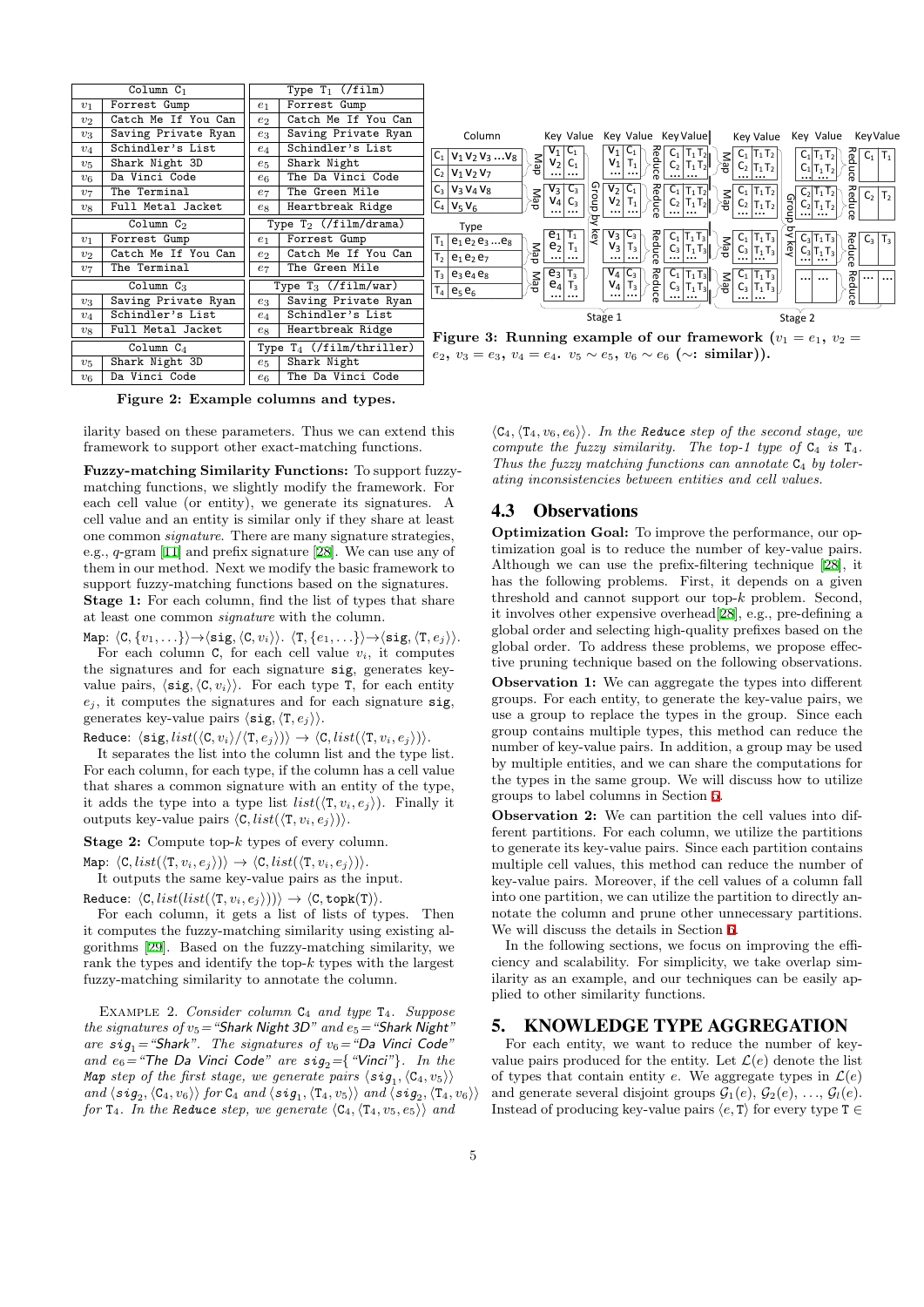| Column $C_1$ | |
|---|---|
| $v_1$ | Forrest Gump |
| $v_2$ | Catch Me If You Can |
| $v_3$ | Saving Private Ryan |
| $v_4$ | Schindler's List |
| $v_5$ | Shark Night 3D |
| $v_6$ | Da Vinci Code |
| $v_7$ | The Terminal |
| $v_8$ | Full Metal Jacket |
| **Column $C_2$** | |
| $v_1$ | Forrest Gump |
| $v_2$ | Catch Me If You Can |
| $v_7$ | The Terminal |
| **Column $C_3$** | |
| $v_3$ | Saving Private Ryan |
| $v_4$ | Schindler's List |
| $v_8$ | Full Metal Jacket |
| **Column $C_4$** | |
| $v_5$ | Shark Night 3D |
| $v_6$ | Da Vinci Code |

| Type $T_1$ (/film) | |
|---|---|
| $e_1$ | Forrest Gump |
| $e_2$ | Catch Me If You Can |
| $e_3$ | Saving Private Ryan |
| $e_4$ | Schindler's List |
| $e_5$ | Shark Night |
| $e_6$ | The Da Vinci Code |
| $e_7$ | The Green Mile |
| $e_8$ | Heartbreak Ridge |
| **Type $T_2$ (/film/drama)** | |
| $e_1$ | Forrest Gump |
| $e_2$ | Catch Me If You Can |
| $e_7$ | The Green Mile |
| **Type $T_3$ (/film/war)** | |
| $e_3$ | Saving Private Ryan |
| $e_4$ | Schindler's List |
| $e_8$ | Heartbreak Ridge |
| **Type $T_4$ (/film/thriller)** | |
| $e_5$ | Shark Night |
| $e_6$ | The Da Vinci Code |

**Figure 2: Example columns and types.**

**Figure 3: Running example of our framework ($v_1 = e_1$, $v_2 = e_2$, $v_3 = e_3$, $v_4 = e_4$. $v_5 \sim e_5$, $v_6 \sim e_6$ ($\sim$: similar)).**

ilarity based on these parameters. Thus we can extend this framework to support other exact-matching functions.

**Fuzzy-matching Similarity Functions:** To support fuzzy-matching functions, we slightly modify the framework. For each cell value (or entity), we generate its signatures. A cell value and an entity is similar only if they share at least one common *signature*. There are many signature strategies, e.g., $q$-gram [11] and prefix signature [28]. We can use any of them in our method. Next we modify the basic framework to support fuzzy-matching functions based on the signatures.

**Stage 1:** For each column, find the list of types that share at least one common *signature* with the column.

Map: $\langle \mathtt{C}, \{v_1, \ldots\}\rangle \rightarrow \langle \mathtt{sig}, \langle \mathtt{C}, v_i\rangle\rangle$. $\langle \mathtt{T}, \{e_1, \ldots\}\rangle \rightarrow \langle \mathtt{sig}, \langle \mathtt{T}, e_j\rangle\rangle$.

For each column C, for each cell value $v_i$, it computes the signatures and for each signature sig, generates key-value pairs, $\langle \mathtt{sig}, \langle \mathtt{C}, v_i\rangle\rangle$. For each type T, for each entity $e_j$, it computes the signatures and for each signature sig, generates key-value pairs $\langle \mathtt{sig}, \langle \mathtt{T}, e_j\rangle\rangle$.

Reduce: $\langle \mathtt{sig}, list(\langle \mathtt{C}, v_i\rangle / \langle \mathtt{T}, e_j\rangle)\rangle \rightarrow \langle \mathtt{C}, list(\langle \mathtt{T}, v_i, e_j\rangle)\rangle$.

It separates the list into the column list and the type list. For each column, for each type, if the column has a cell value that shares a common signature with an entity of the type, it adds the type into a type list $list(\langle \mathtt{T}, v_i, e_j\rangle)$. Finally it outputs key-value pairs $\langle \mathtt{C}, list(\langle \mathtt{T}, v_i, e_j\rangle)\rangle$.

**Stage 2:** Compute top-$k$ types of every column.

Map: $\langle \mathtt{C}, list(\langle \mathtt{T}, v_i, e_j\rangle)\rangle \rightarrow \langle \mathtt{C}, list(\langle \mathtt{T}, v_i, e_j\rangle)\rangle$.

It outputs the same key-value pairs as the input.

Reduce: $\langle \mathtt{C}, list(list(\langle \mathtt{T}, v_i, e_j\rangle))\rangle \rightarrow \langle \mathtt{C}, \mathtt{topk(T)}\rangle$.

For each column, it gets a list of lists of types. Then it computes the fuzzy-matching similarity using existing algorithms [29]. Based on the fuzzy-matching similarity, we rank the types and identify the top-$k$ types with the largest fuzzy-matching similarity to annotate the column.

EXAMPLE 2. *Consider column $C_4$ and type $T_4$. Suppose the signatures of $v_5$="Shark Night 3D" and $e_5$="Shark Night" are $sig_1$="Shark". The signatures of $v_6$="Da Vinci Code" and $e_6$="The Da Vinci Code" are $sig_2$={"Vinci"}. In the Map step of the first stage, we generate pairs $\langle sig_1, \langle C_4, v_5\rangle\rangle$ and $\langle sig_2, \langle C_4, v_6\rangle\rangle$ for $C_4$ and $\langle sig_1, \langle T_4, v_5\rangle\rangle$ and $\langle sig_2, \langle T_4, v_6\rangle\rangle$ for $T_4$. In the Reduce step, we generate $\langle C_4, \langle T_4, v_5, e_5\rangle\rangle$ and $\langle C_4, \langle T_4, v_6, e_6\rangle\rangle$. In the Reduce step of the second stage, we compute the fuzzy similarity. The top-1 type of $C_4$ is $T_4$. Thus the fuzzy matching functions can annotate $C_4$ by tolerating inconsistencies between entities and cell values.*

## 4.3 Observations

**Optimization Goal:** To improve the performance, our optimization goal is to reduce the number of key-value pairs. Although we can use the prefix-filtering technique [28], it has the following problems. First, it depends on a given threshold and cannot support our top-$k$ problem. Second, it involves other expensive overhead [28], e.g., pre-defining a global order and selecting high-quality prefixes based on the global order. To address these problems, we propose effective pruning technique based on the following observations.

**Observation 1:** We can aggregate the types into different groups. For each entity, to generate the key-value pairs, we use a group to replace the types in the group. Since each group contains multiple types, this method can reduce the number of key-value pairs. In addition, a group may be used by multiple entities, and we can share the computations for the types in the same group. We will discuss how to utilize groups to label columns in Section 5.

**Observation 2:** We can partition the cell values into different partitions. For each column, we utilize the partitions to generate its key-value pairs. Since each partition contains multiple cell values, this method can reduce the number of key-value pairs. Moreover, if the cell values of a column fall into one partition, we can utilize the partition to directly annotate the column and prune other unnecessary partitions. We will discuss the details in Section 6.

In the following sections, we focus on improving the efficiency and scalability. For simplicity, we take overlap similarity as an example, and our techniques can be easily applied to other similarity functions.

# 5. KNOWLEDGE TYPE AGGREGATION

For each entity, we want to reduce the number of key-value pairs produced for the entity. Let $\mathcal{L}(e)$ denote the list of types that contain entity $e$. We aggregate types in $\mathcal{L}(e)$ and generate several disjoint groups $\mathcal{G}_1(e), \mathcal{G}_2(e), \ldots, \mathcal{G}_l(e)$. Instead of producing key-value pairs $\langle e, \mathtt{T}\rangle$ for every type $\mathtt{T} \in$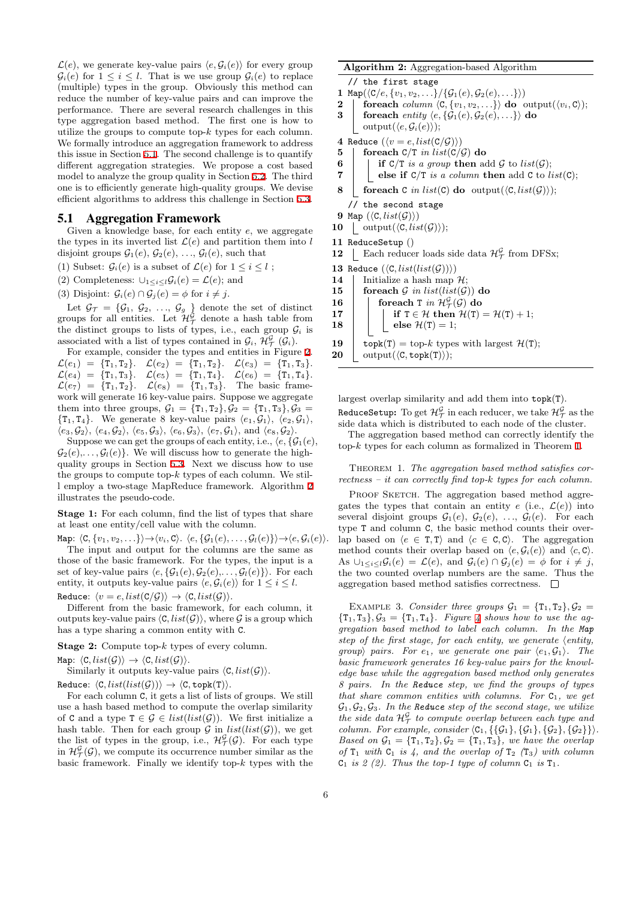$\mathcal{L}(e)$, we generate key-value pairs $\langle e, \mathcal{G}_i(e)\rangle$ for every group $\mathcal{G}_i(e)$ for $1 \le i \le l$. That is we use group $\mathcal{G}_i(e)$ to replace (multiple) types in the group. Obviously this method can reduce the number of key-value pairs and can improve the performance. There are several research challenges in this type aggregation based method. The first one is how to utilize the groups to compute top-$k$ types for each column. We formally introduce an aggregation framework to address this issue in Section 5.1. The second challenge is to quantify different aggregation strategies. We propose a cost based model to analyze the group quality in Section 5.2. The third one is to efficiently generate high-quality groups. We devise efficient algorithms to address this challenge in Section 5.3.

## 5.1 Aggregation Framework

Given a knowledge base, for each entity $e$, we aggregate the types in its inverted list $\mathcal{L}(e)$ and partition them into $l$ disjoint groups $\mathcal{G}_1(e), \mathcal{G}_2(e), \ldots, \mathcal{G}_l(e)$, such that

(1) Subset: $\mathcal{G}_i(e)$ is a subset of $\mathcal{L}(e)$ for $1 \le i \le l$ ;

(2) Completeness: $\cup_{1\le i\le l}\mathcal{G}_i(e) = \mathcal{L}(e)$; and

(3) Disjoint: $\mathcal{G}_i(e) \cap \mathcal{G}_j(e) = \phi$ for $i \ne j$.

Let $\mathcal{G}_\mathcal{T} = \{\mathcal{G}_1, \mathcal{G}_2, \ldots, \mathcal{G}_g\}$ denote the set of distinct groups for all entities. Let $\mathcal{H}^\mathcal{G}_\mathcal{T}$ denote a hash table from the distinct groups to lists of types, i.e., each group $\mathcal{G}_i$ is associated with a list of types contained in $\mathcal{G}_i$, $\mathcal{H}^\mathcal{G}_\mathcal{T}(\mathcal{G}_i)$.

For example, consider the types and entities in Figure 2. $\mathcal{L}(e_1) = \{\mathtt{T}_1,\mathtt{T}_2\}$. $\mathcal{L}(e_2) = \{\mathtt{T}_1,\mathtt{T}_2\}$. $\mathcal{L}(e_3) = \{\mathtt{T}_1,\mathtt{T}_3\}$. $\mathcal{L}(e_4) = \{\mathtt{T}_1,\mathtt{T}_3\}$. $\mathcal{L}(e_5) = \{\mathtt{T}_1,\mathtt{T}_4\}$. $\mathcal{L}(e_6) = \{\mathtt{T}_1,\mathtt{T}_4\}$. $\mathcal{L}(e_7) = \{\mathtt{T}_1,\mathtt{T}_2\}$. $\mathcal{L}(e_8) = \{\mathtt{T}_1,\mathtt{T}_3\}$. The basic framework will generate 16 key-value pairs. Suppose we aggregate them into three groups, $\mathcal{G}_1 = \{\mathtt{T}_1,\mathtt{T}_2\}, \mathcal{G}_2 = \{\mathtt{T}_1,\mathtt{T}_3\}, \mathcal{G}_3 = \{\mathtt{T}_1,\mathtt{T}_4\}$. We generate 8 key-value pairs $\langle e_1,\mathcal{G}_1\rangle$, $\langle e_2,\mathcal{G}_1\rangle$, $\langle e_3,\mathcal{G}_2\rangle$, $\langle e_4,\mathcal{G}_2\rangle$, $\langle e_5,\mathcal{G}_3\rangle$, $\langle e_6,\mathcal{G}_3\rangle$, $\langle e_7,\mathcal{G}_1\rangle$, and $\langle e_8,\mathcal{G}_2\rangle$.

Suppose we can get the groups of each entity, i.e., $\langle e, \{\mathcal{G}_1(e), \mathcal{G}_2(e), \ldots, \mathcal{G}_l(e)\}$. We will discuss how to generate the high-quality groups in Section 5.3. Next we discuss how to use the groups to compute top-$k$ types of each column. We still employ a two-stage MapReduce framework. Algorithm 2 illustrates the pseudo-code.

**Stage 1:** For each column, find the list of types that share at least one entity/cell value with the column.

Map: $\langle \mathtt{C}, \{v_1, v_2, \ldots\}\rangle \to \langle v_i, \mathtt{C}\rangle$. $\langle e, \{\mathcal{G}_1(e), \ldots, \mathcal{G}_l(e)\}\rangle \to \langle e, \mathcal{G}_i(e)\rangle$.

The input and output for the columns are the same as those of the basic framework. For the types, the input is a set of key-value pairs $\langle e, \{\mathcal{G}_1(e), \mathcal{G}_2(e), \ldots, \mathcal{G}_l(e)\}\rangle$. For each entity, it outputs key-value pairs $\langle e, \mathcal{G}_i(e)\rangle$ for $1 \le i \le l$.

Reduce: $\langle v = e, list(\mathtt{C}/\mathcal{G})\rangle \to \langle \mathtt{C}, list(\mathcal{G})\rangle$.

Different from the basic framework, for each column, it outputs key-value pairs $\langle \mathtt{C}, list(\mathcal{G})\rangle$, where $\mathcal{G}$ is a group which has a type sharing a common entity with $\mathtt{C}$.

**Stage 2:** Compute top-$k$ types of every column.

Map: $\langle \mathtt{C}, list(\mathcal{G})\rangle \to \langle \mathtt{C}, list(\mathcal{G})\rangle$.

Similarly it outputs key-value pairs $\langle \mathtt{C}, list(\mathcal{G})\rangle$.

Reduce: $\langle \mathtt{C}, list(list(\mathcal{G}))\rangle \to \langle \mathtt{C}, \mathtt{topk}(\mathtt{T})\rangle$.

For each column $\mathtt{C}$, it gets a list of lists of groups. We still use a hash based method to compute the overlap similarity of $\mathtt{C}$ and a type $\mathtt{T} \in \mathcal{G} \in list(list(\mathcal{G}))$. We first initialize a hash table. Then for each group $\mathcal{G}$ in $list(list(\mathcal{G}))$, we get the list of types in the group, i.e., $\mathcal{H}^\mathcal{G}_\mathcal{T}(\mathcal{G})$. For each type in $\mathcal{H}^\mathcal{G}_\mathcal{T}(\mathcal{G})$, we compute its occurrence number similar as the basic framework. Finally we identify top-$k$ types with the largest overlap similarity and add them into $\mathtt{topk}(\mathtt{T})$.

**Algorithm 2:** Aggregation-based Algorithm

```
   // the first stage
1  Map(⟨C/e, {v1, v2, ...}/{G1(e), G2(e), ...}⟩)
2    foreach column ⟨C, {v1, v2, ...}⟩ do  output(⟨vi, C⟩);
3    foreach entity ⟨e, {G1(e), G2(e), ...}⟩ do
       output(⟨e, Gi(e)⟩);
4  Reduce (⟨v = e, list(C/G)⟩)
5    foreach C/T in list(C/G) do
6      if C/T is a group then add G to list(G);
7      else if C/T is a column then add C to list(C);
8    foreach C in list(C) do  output(⟨C, list(G)⟩);
   // the second stage
9  Map (⟨C, list(G)⟩)
10   output(⟨C, list(G)⟩);
11 ReduceSetup ()
12   Each reducer loads side data H^G_T from DFSx;
13 Reduce (⟨C, list(list(G))⟩)
14   Initialize a hash map H;
15   foreach G in list(list(G)) do
16     foreach T in H^G_T(G) do
17       if T ∈ H then H(T) = H(T) + 1;
18       else H(T) = 1;
19   topk(T) = top-k types with largest H(T);
20   output(⟨C, topk(T)⟩);
```

ReduceSetup: To get $\mathcal{H}^\mathcal{G}_\mathcal{T}$ in each reducer, we take $\mathcal{H}^\mathcal{G}_\mathcal{T}$ as the side data which is distributed to each node of the cluster.

The aggregation based method can correctly identify the top-$k$ types for each column as formalized in Theorem 1.

THEOREM 1. *The aggregation based method satisfies correctness – it can correctly find top-$k$ types for each column.*

PROOF SKETCH. The aggregation based method aggregates the types that contain an entity $e$ (i.e., $\mathcal{L}(e)$) into several disjoint groups $\mathcal{G}_1(e), \mathcal{G}_2(e), \ldots, \mathcal{G}_l(e)$. For each type $\mathtt{T}$ and column $\mathtt{C}$, the basic method counts their overlap based on $\langle e \in \mathtt{T}, \mathtt{T}\rangle$ and $\langle c \in \mathtt{C}, \mathtt{C}\rangle$. The aggregation method counts their overlap based on $\langle e, \mathcal{G}_i(e)\rangle$ and $\langle c, \mathtt{C}\rangle$. As $\cup_{1\le i\le l}\mathcal{G}_i(e) = \mathcal{L}(e)$, and $\mathcal{G}_i(e) \cap \mathcal{G}_j(e) = \phi$ for $i \ne j$, the two counted overlap numbers are the same. Thus the aggregation based method satisfies correctness. □

EXAMPLE 3. *Consider three groups $\mathcal{G}_1 = \{\mathtt{T}_1,\mathtt{T}_2\}, \mathcal{G}_2 = \{\mathtt{T}_1,\mathtt{T}_3\}, \mathcal{G}_3 = \{\mathtt{T}_1,\mathtt{T}_4\}$. Figure 4 shows how to use the aggregation based method to label each column. In the Map step of the first stage, for each entity, we generate ⟨entity, group⟩ pairs. For $e_1$, we generate one pair $\langle e_1, \mathcal{G}_1\rangle$. The basic framework generates 16 key-value pairs for the knowledge base while the aggregation based method only generates 8 pairs. In the Reduce step, we find the groups of types that share common entities with columns. For $\mathtt{C}_1$, we get $\mathcal{G}_1, \mathcal{G}_2, \mathcal{G}_3$. In the Reduce step of the second stage, we utilize the side data $\mathcal{H}^\mathcal{G}_\mathcal{T}$ to compute overlap between each type and column. For example, consider $\langle \mathtt{C}_1, \{\{\mathcal{G}_1\}, \{\mathcal{G}_1\}, \{\mathcal{G}_2\}, \{\mathcal{G}_2\}\}\rangle$. Based on $\mathcal{G}_1 = \{\mathtt{T}_1,\mathtt{T}_2\}, \mathcal{G}_2 = \{\mathtt{T}_1,\mathtt{T}_3\}$, we have the overlap of $\mathtt{T}_1$ with $\mathtt{C}_1$ is 4, and the overlap of $\mathtt{T}_2$ ($\mathtt{T}_3$) with column $\mathtt{C}_1$ is 2 (2). Thus the top-1 type of column $\mathtt{C}_1$ is $\mathtt{T}_1$.*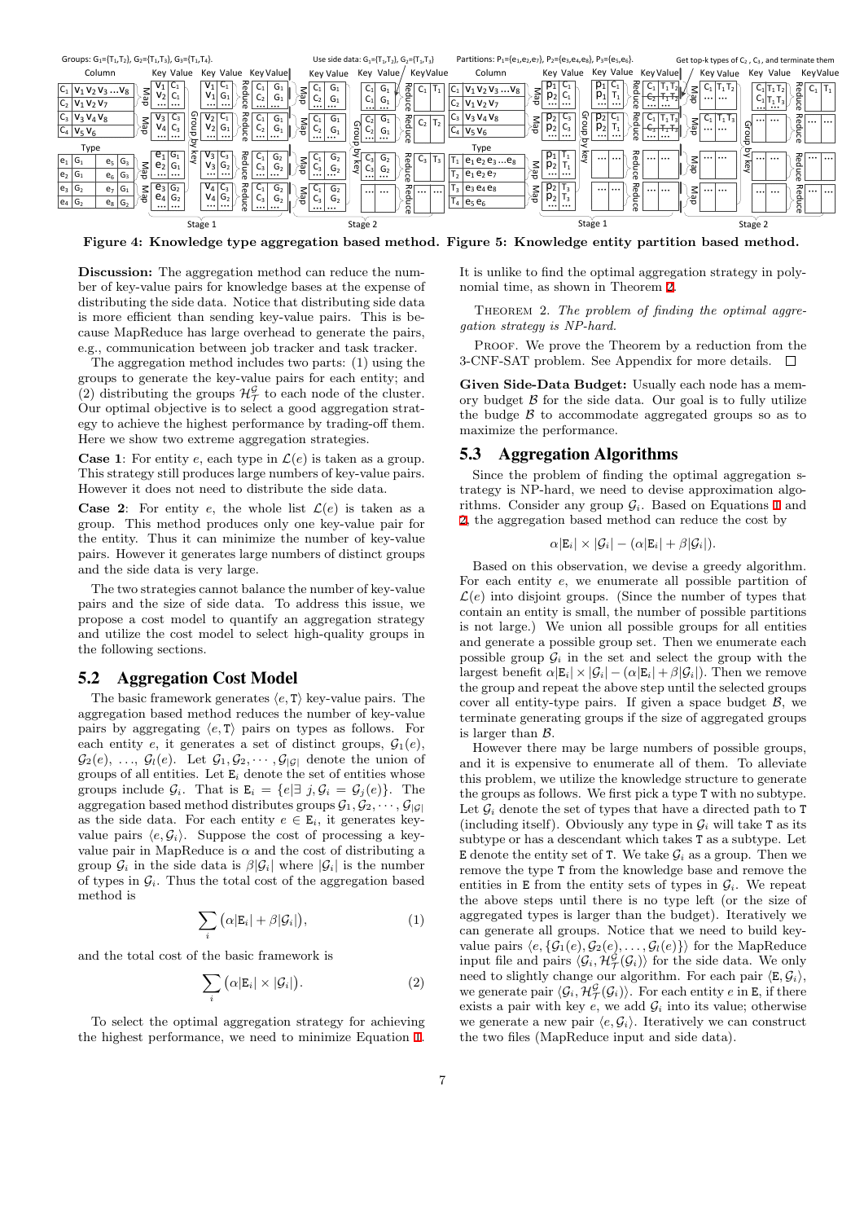Figure 4: Knowledge type aggregation based method. Figure 5: Knowledge entity partition based method.

**Discussion:** The aggregation method can reduce the number of key-value pairs for knowledge bases at the expense of distributing the side data. Notice that distributing side data is more efficient than sending key-value pairs. This is because MapReduce has large overhead to generate the pairs, e.g., communication between job tracker and task tracker.

The aggregation method includes two parts: (1) using the groups to generate the key-value pairs for each entity; and (2) distributing the groups $\mathcal{H}^{\mathcal{G}}_{\mathcal{T}}$ to each node of the cluster. Our optimal objective is to select a good aggregation strategy to achieve the highest performance by trading-off them. Here we show two extreme aggregation strategies.

**Case 1**: For entity $e$, each type in $\mathcal{L}(e)$ is taken as a group. This strategy still produces large numbers of key-value pairs. However it does not need to distribute the side data.

**Case 2**: For entity $e$, the whole list $\mathcal{L}(e)$ is taken as a group. This method produces only one key-value pair for the entity. Thus it can minimize the number of key-value pairs. However it generates large numbers of distinct groups and the side data is very large.

The two strategies cannot balance the number of key-value pairs and the size of side data. To address this issue, we propose a cost model to quantify an aggregation strategy and utilize the cost model to select high-quality groups in the following sections.

## 5.2 Aggregation Cost Model

The basic framework generates $\langle e, \mathtt{T}\rangle$ key-value pairs. The aggregation based method reduces the number of key-value pairs by aggregating $\langle e, \mathtt{T}\rangle$ pairs on types as follows. For each entity $e$, it generates a set of distinct groups, $\mathcal{G}_1(e)$, $\mathcal{G}_2(e)$, $\ldots$, $\mathcal{G}_l(e)$. Let $\mathcal{G}_1, \mathcal{G}_2, \cdots, \mathcal{G}_{|\mathcal{G}|}$ denote the union of groups of all entities. Let $\mathtt{E}_i$ denote the set of entities whose groups include $\mathcal{G}_i$. That is $\mathtt{E}_i = \{e | \exists\ j, \mathcal{G}_i = \mathcal{G}_j(e)\}$. The aggregation based method distributes groups $\mathcal{G}_1, \mathcal{G}_2, \cdots, \mathcal{G}_{|\mathcal{G}|}$ as the side data. For each entity $e \in \mathtt{E}_i$, it generates key-value pairs $\langle e, \mathcal{G}_i\rangle$. Suppose the cost of processing a key-value pair in MapReduce is $\alpha$ and the cost of distributing a group $\mathcal{G}_i$ in the side data is $\beta|\mathcal{G}_i|$ where $|\mathcal{G}_i|$ is the number of types in $\mathcal{G}_i$. Thus the total cost of the aggregation based method is

$$\sum_i \big(\alpha|\mathtt{E}_i| + \beta|\mathcal{G}_i|\big), \tag{1}$$

and the total cost of the basic framework is

$$\sum_i \big(\alpha|\mathtt{E}_i| \times |\mathcal{G}_i|\big). \tag{2}$$

To select the optimal aggregation strategy for achieving the highest performance, we need to minimize Equation 1. It is unlike to find the optimal aggregation strategy in polynomial time, as shown in Theorem 2.

THEOREM 2. *The problem of finding the optimal aggregation strategy is NP-hard.*

PROOF. We prove the Theorem by a reduction from the 3-CNF-SAT problem. See Appendix for more details. □

**Given Side-Data Budget:** Usually each node has a memory budget $\mathcal{B}$ for the side data. Our goal is to fully utilize the budget $\mathcal{B}$ to accommodate aggregated groups so as to maximize the performance.

## 5.3 Aggregation Algorithms

Since the problem of finding the optimal aggregation strategy is NP-hard, we need to devise approximation algorithms. Consider any group $\mathcal{G}_i$. Based on Equations 1 and 2, the aggregation based method can reduce the cost by

$$\alpha|\mathtt{E}_i| \times |\mathcal{G}_i| - (\alpha|\mathtt{E}_i| + \beta|\mathcal{G}_i|).$$

Based on this observation, we devise a greedy algorithm. For each entity $e$, we enumerate all possible partition of $\mathcal{L}(e)$ into disjoint groups. (Since the number of types that contain an entity is small, the number of possible partitions is not large.) We union all possible groups for all entities and generate a possible group set. Then we enumerate each possible group $\mathcal{G}_i$ in the set and select the group with the largest benefit $\alpha|\mathtt{E}_i| \times |\mathcal{G}_i| - (\alpha|\mathtt{E}_i| + \beta|\mathcal{G}_i|)$. Then we remove the group and repeat the above step until the selected groups cover all entity-type pairs. If given a space budget $\mathcal{B}$, we terminate generating groups if the size of aggregated groups is larger than $\mathcal{B}$.

However there may be large numbers of possible groups, and it is expensive to enumerate all of them. To alleviate this problem, we utilize the knowledge structure to generate the groups as follows. We first pick a type $\mathtt{T}$ with no subtype. Let $\mathcal{G}_i$ denote the set of types that have a directed path to $\mathtt{T}$ (including itself). Obviously any type in $\mathcal{G}_i$ will take $\mathtt{T}$ as its subtype or has a descendant which takes $\mathtt{T}$ as a subtype. Let $\mathtt{E}$ denote the entity set of $\mathtt{T}$. We take $\mathcal{G}_i$ as a group. Then we remove the type $\mathtt{T}$ from the knowledge base and remove the entities in $\mathtt{E}$ from the entity sets of types in $\mathcal{G}_i$. We repeat the above steps until there is no type left (or the size of aggregated types is larger than the budget). Iteratively we can generate all groups. Notice that we need to build key-value pairs $\langle e, \{\mathcal{G}_1(e), \mathcal{G}_2(e), \ldots, \mathcal{G}_l(e)\}\rangle$ for the MapReduce input file and pairs $\langle \mathcal{G}_i, \mathcal{H}^{\mathcal{G}}_{\mathcal{T}}(\mathcal{G}_i)\rangle$ for the side data. We only need to slightly change our algorithm. For each pair $\langle \mathtt{E}, \mathcal{G}_i\rangle$, we generate pair $\langle \mathcal{G}_i, \mathcal{H}^{\mathcal{G}}_{\mathcal{T}}(\mathcal{G}_i)\rangle$. For each entity $e$ in $\mathtt{E}$, if there exists a pair with key $e$, we add $\mathcal{G}_i$ into its value; otherwise we generate a new pair $\langle e, \mathcal{G}_i\rangle$. Iteratively we can construct the two files (MapReduce input and side data).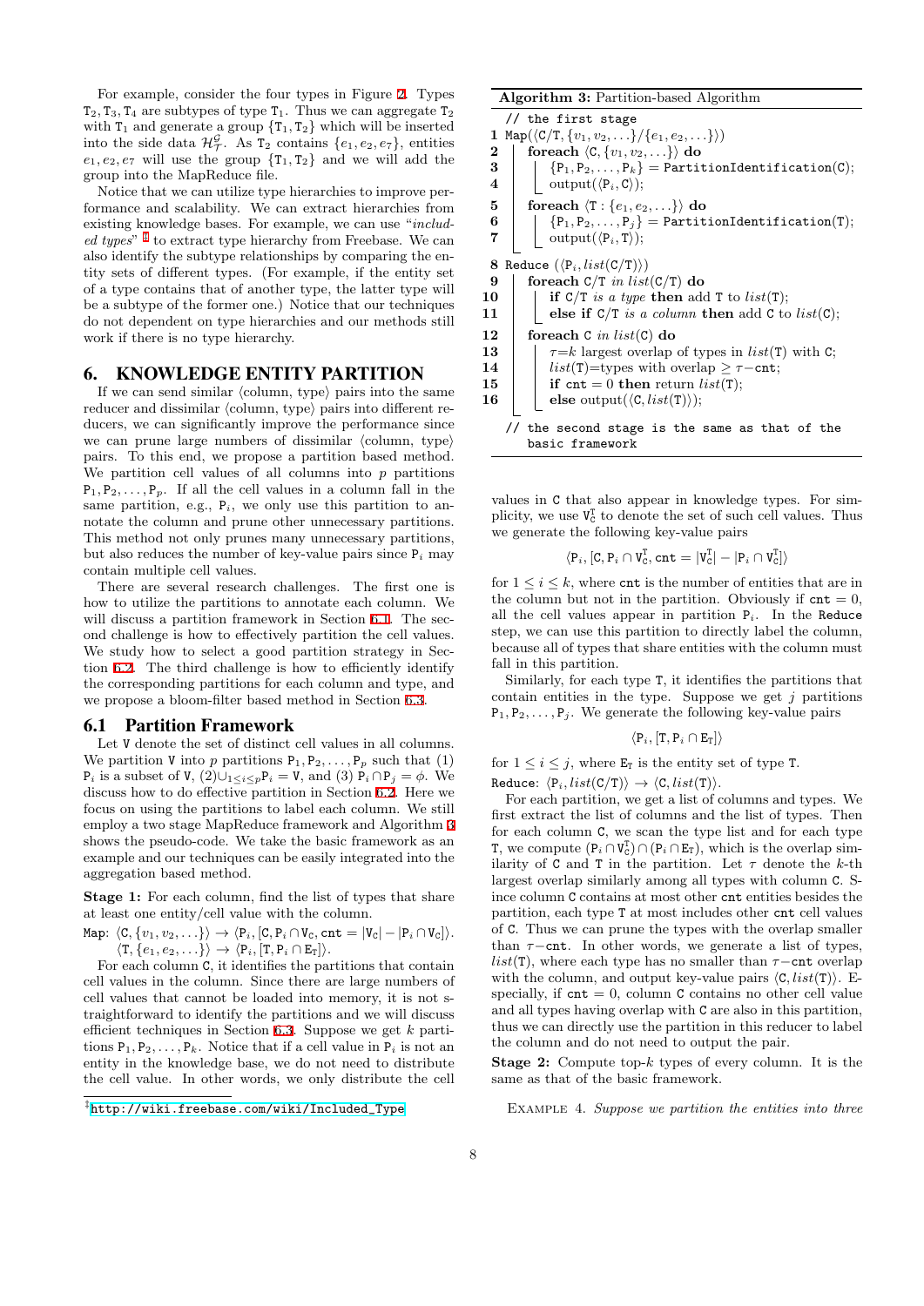For example, consider the four types in Figure 2. Types $T_2, T_3, T_4$ are subtypes of type $T_1$. Thus we can aggregate $T_2$ with $T_1$ and generate a group $\{T_1, T_2\}$ which will be inserted into the side data $\mathcal{H}^{\mathcal{G}}_{\mathcal{T}}$. As $T_2$ contains $\{e_1, e_2, e_7\}$, entities $e_1, e_2, e_7$ will use the group $\{T_1, T_2\}$ and we will add the group into the MapReduce file.

Notice that we can utilize type hierarchies to improve performance and scalability. We can extract hierarchies from existing knowledge bases. For example, we can use "*included types*" [‡] to extract type hierarchy from Freebase. We can also identify the subtype relationships by comparing the entity sets of different types. (For example, if the entity set of a type contains that of another type, the latter type will be a subtype of the former one.) Notice that our techniques do not dependent on type hierarchies and our methods still work if there is no type hierarchy.

## 6. KNOWLEDGE ENTITY PARTITION

If we can send similar ⟨column, type⟩ pairs into the same reducer and dissimilar ⟨column, type⟩ pairs into different reducers, we can significantly improve the performance since we can prune large numbers of dissimilar ⟨column, type⟩ pairs. To this end, we propose a partition based method. We partition cell values of all columns into $p$ partitions $P_1, P_2, \ldots, P_p$. If all the cell values in a column fall in the same partition, e.g., $P_i$, we only use this partition to annotate the column and prune other unnecessary partitions. This method not only prunes many unnecessary partitions, but also reduces the number of key-value pairs since $P_i$ may contain multiple cell values.

There are several research challenges. The first one is how to utilize the partitions to annotate each column. We will discuss a partition framework in Section 6.1. The second challenge is how to effectively partition the cell values. We study how to select a good partition strategy in Section 6.2. The third challenge is how to efficiently identify the corresponding partitions for each column and type, and we propose a bloom-filter based method in Section 6.3.

### 6.1 Partition Framework

Let V denote the set of distinct cell values in all columns. We partition V into $p$ partitions $P_1, P_2, \ldots, P_p$ such that (1) $P_i$ is a subset of V, (2)$\cup_{1 \le i \le p} P_i = V$, and (3) $P_i \cap P_j = \phi$. We discuss how to do effective partition in Section 6.2. Here we focus on using the partitions to label each column. We still employ a two stage MapReduce framework and Algorithm 3 shows the pseudo-code. We take the basic framework as an example and our techniques can be easily integrated into the aggregation based method.

**Stage 1:** For each column, find the list of types that share at least one entity/cell value with the column.

Map: $\langle C, \{v_1, v_2, \ldots\}\rangle \rightarrow \langle P_i, [C, P_i \cap V_C, \texttt{cnt} = |V_C| - |P_i \cap V_C|]\rangle$.
$\langle T, \{e_1, e_2, \ldots\}\rangle \rightarrow \langle P_i, [T, P_i \cap E_T]\rangle$.

For each column C, it identifies the partitions that contain cell values in the column. Since there are large numbers of cell values that cannot be loaded into memory, it is not straightforward to identify the partitions and we will discuss efficient techniques in Section 6.3. Suppose we get $k$ partitions $P_1, P_2, \ldots, P_k$. Notice that if a cell value in $P_i$ is not an entity in the knowledge base, we do not need to distribute the cell value. In other words, we only distribute the cell values in C that also appear in knowledge types. For simplicity, we use $V^T_C$ to denote the set of such cell values. Thus we generate the following key-value pairs

$$\langle P_i, [C, P_i \cap V^T_C, \texttt{cnt} = |V^T_C| - |P_i \cap V^T_C|]\rangle$$

for $1 \le i \le k$, where cnt is the number of entities that are in the column but not in the partition. Obviously if $\texttt{cnt} = 0$, all the cell values appear in partition $P_i$. In the Reduce step, we can use this partition to directly label the column, because all of types that share entities with the column must fall in this partition.

Similarly, for each type T, it identifies the partitions that contain entities in the type. Suppose we get $j$ partitions $P_1, P_2, \ldots, P_j$. We generate the following key-value pairs

$$\langle P_i, [T, P_i \cap E_T]\rangle$$

for $1 \le i \le j$, where $E_T$ is the entity set of type T.

Reduce: $\langle P_i, list(C/T)\rangle \rightarrow \langle C, list(T)\rangle$.

For each partition, we get a list of columns and types. We first extract the list of columns and the list of types. Then for each column C, we scan the type list and for each type T, we compute $(P_i \cap V^T_C) \cap (P_i \cap E_T)$, which is the overlap similarity of C and T in the partition. Let $\tau$ denote the $k$-th largest overlap similarly among all types with column C. Since column C contains at most other cnt entities besides the partition, each type T at most includes other cnt cell values of C. Thus we can prune the types with the overlap smaller than $\tau-$cnt. In other words, we generate a list of types, $list(T)$, where each type has no smaller than $\tau-$cnt overlap with the column, and output key-value pairs $\langle C, list(T)\rangle$. Especially, if $\texttt{cnt} = 0$, column C contains no other cell value and all types having overlap with C are also in this partition, thus we can directly use the partition in this reducer to label the column and do not need to output the pair.

**Stage 2:** Compute top-$k$ types of every column. It is the same as that of the basic framework.

**Algorithm 3:** Partition-based Algorithm

```
   // the first stage
1  Map(⟨C/T, {v1, v2, ...}/{e1, e2, ...}⟩)
2    foreach ⟨C, {v1, v2, ...}⟩ do
3      {P1, P2, ..., Pk} = PartitionIdentification(C);
4      output(⟨Pi, C⟩);
5    foreach ⟨T : {e1, e2, ...}⟩ do
6      {P1, P2, ..., Pj} = PartitionIdentification(T);
7      output(⟨Pi, T⟩);
8  Reduce (⟨Pi, list(C/T)⟩)
9    foreach C/T in list(C/T) do
10     if C/T is a type then add T to list(T);
11     else if C/T is a column then add C to list(C);
12   foreach C in list(C) do
13     τ=k largest overlap of types in list(T) with C;
14     list(T)=types with overlap ≥ τ−cnt;
15     if cnt = 0 then return list(T);
16     else output(⟨C, list(T)⟩);
   // the second stage is the same as that of the
      basic framework
```

EXAMPLE 4. *Suppose we partition the entities into three*

[‡] http://wiki.freebase.com/wiki/Included_Type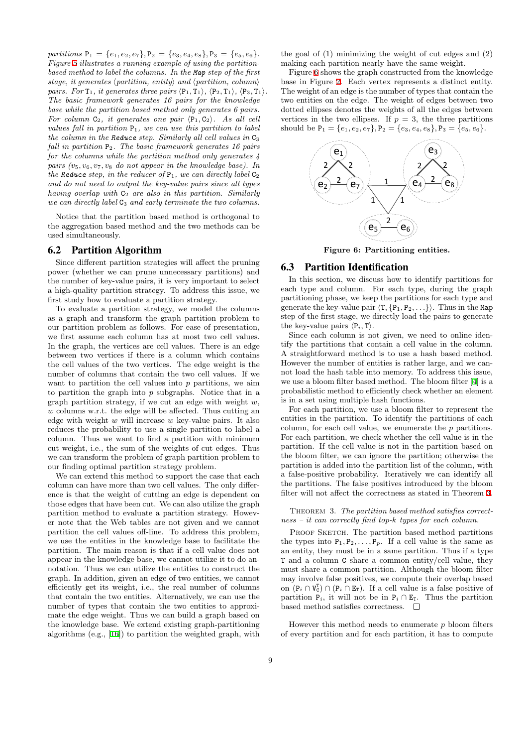*partitions* $P_1 = \{e_1, e_2, e_7\}, P_2 = \{e_3, e_4, e_8\}, P_3 = \{e_5, e_6\}$. *Figure 5 illustrates a running example of using the partition-based method to label the columns. In the* Map *step of the first stage, it generates* ⟨*partition, entity*⟩ *and* ⟨*partition, column*⟩ *pairs. For* $T_1$*, it generates three pairs* $\langle P_1, T_1\rangle$, $\langle P_2, T_1\rangle$, $\langle P_3, T_1\rangle$. *The basic framework generates 16 pairs for the knowledge base while the partition based method only generates 6 pairs. For column* $C_2$*, it generates one pair* $\langle P_1, C_2\rangle$. *As all cell values fall in partition* $P_1$*, we can use this partition to label the column in the* Reduce *step. Similarly all cell values in* $C_3$ *fall in partition* $P_2$*. The basic framework generates 16 pairs for the columns while the partition method only generates 4 pairs* ($v_5, v_6, v_7, v_8$ *do not appear in the knowledge base). In the* Reduce *step, in the reducer of* $P_1$*, we can directly label* $C_2$ *and do not need to output the key-value pairs since all types having overlap with* $C_2$ *are also in this partition. Similarly we can directly label* $C_3$ *and early terminate the two columns.*

Notice that the partition based method is orthogonal to the aggregation based method and the two methods can be used simultaneously.

## 6.2 Partition Algorithm

Since different partition strategies will affect the pruning power (whether we can prune unnecessary partitions) and the number of key-value pairs, it is very important to select a high-quality partition strategy. To address this issue, we first study how to evaluate a partition strategy.

To evaluate a partition strategy, we model the columns as a graph and transform the graph partition problem to our partition problem as follows. For ease of presentation, we first assume each column has at most two cell values. In the graph, the vertices are cell values. There is an edge between two vertices if there is a column which contains the cell values of the two vertices. The edge weight is the number of columns that contain the two cell values. If we want to partition the cell values into $p$ partitions, we aim to partition the graph into $p$ subgraphs. Notice that in a graph partition strategy, if we cut an edge with weight $w$, $w$ columns w.r.t. the edge will be affected. Thus cutting an edge with weight $w$ will increase $w$ key-value pairs. It also reduces the probability to use a single partition to label a column. Thus we want to find a partition with minimum cut weight, i.e., the sum of the weights of cut edges. Thus we can transform the problem of graph partition problem to our finding optimal partition strategy problem.

We can extend this method to support the case that each column can have more than two cell values. The only difference is that the weight of cutting an edge is dependent on those edges that have been cut. We can also utilize the graph partition method to evaluate a partition strategy. However note that the Web tables are not given and we cannot partition the cell values off-line. To address this problem, we use the entities in the knowledge base to facilitate the partition. The main reason is that if a cell value does not appear in the knowledge base, we cannot utilize it to do annotation. Thus we can utilize the entities to construct the graph. In addition, given an edge of two entities, we cannot efficiently get its weight, i.e., the real number of columns that contain the two entities. Alternatively, we can use the number of types that contain the two entities to approximate the edge weight. Thus we can build a graph based on the knowledge base. We extend existing graph-partitioning algorithms (e.g., [16]) to partition the weighted graph, with the goal of (1) minimizing the weight of cut edges and (2) making each partition nearly have the same weight.

Figure 6 shows the graph constructed from the knowledge base in Figure 2. Each vertex represents a distinct entity. The weight of an edge is the number of types that contain the two entities on the edge. The weight of edges between two dotted ellipses denotes the weights of all the edges between vertices in the two ellipses. If $p = 3$, the three partitions should be $P_1 = \{e_1, e_2, e_7\}, P_2 = \{e_3, e_4, e_8\}, P_3 = \{e_5, e_6\}$.

e1
e2
e7
e3
e4
e8
e5
e6
2
2
2
2
2
2
1
1
1
2

**Figure 6: Partitioning entities.**

## 6.3 Partition Identification

In this section, we discuss how to identify partitions for each type and column. For each type, during the graph partitioning phase, we keep the partitions for each type and generate the key-value pair $\langle T, \{P_1, P_2, \ldots\}\rangle$. Thus in the Map step of the first stage, we directly load the pairs to generate the key-value pairs $\langle P_i, T\rangle$.

Since each column is not given, we need to online identify the partitions that contain a cell value in the column. A straightforward method is to use a hash based method. However the number of entities is rather large, and we cannot load the hash table into memory. To address this issue, we use a bloom filter based method. The bloom filter [4] is a probabilistic method to efficiently check whether an element is in a set using multiple hash functions.

For each partition, we use a bloom filter to represent the entities in the partition. To identify the partitions of each column, for each cell value, we enumerate the $p$ partitions. For each partition, we check whether the cell value is in the partition. If the cell value is not in the partition based on the bloom filter, we can ignore the partition; otherwise the partition is added into the partition list of the column, with a false-positive probability. Iteratively we can identify all the partitions. The false positives introduced by the bloom filter will not affect the correctness as stated in Theorem 3.

THEOREM 3. *The partition based method satisfies correctness – it can correctly find top-k types for each column.*

PROOF SKETCH. The partition based method partitions the types into $P_1, P_2, \ldots, P_p$. If a cell value is the same as an entity, they must be in a same partition. Thus if a type $T$ and a column $C$ share a common entity/cell value, they must share a common partition. Although the bloom filter may involve false positives, we compute their overlap based on $(P_i \cap V_C^T) \cap (P_i \cap E_T)$. If a cell value is a false positive of partition $P_i$, it will not be in $P_i \cap E_T$. Thus the partition based method satisfies correctness. □

However this method needs to enumerate $p$ bloom filters of every partition and for each partition, it has to compute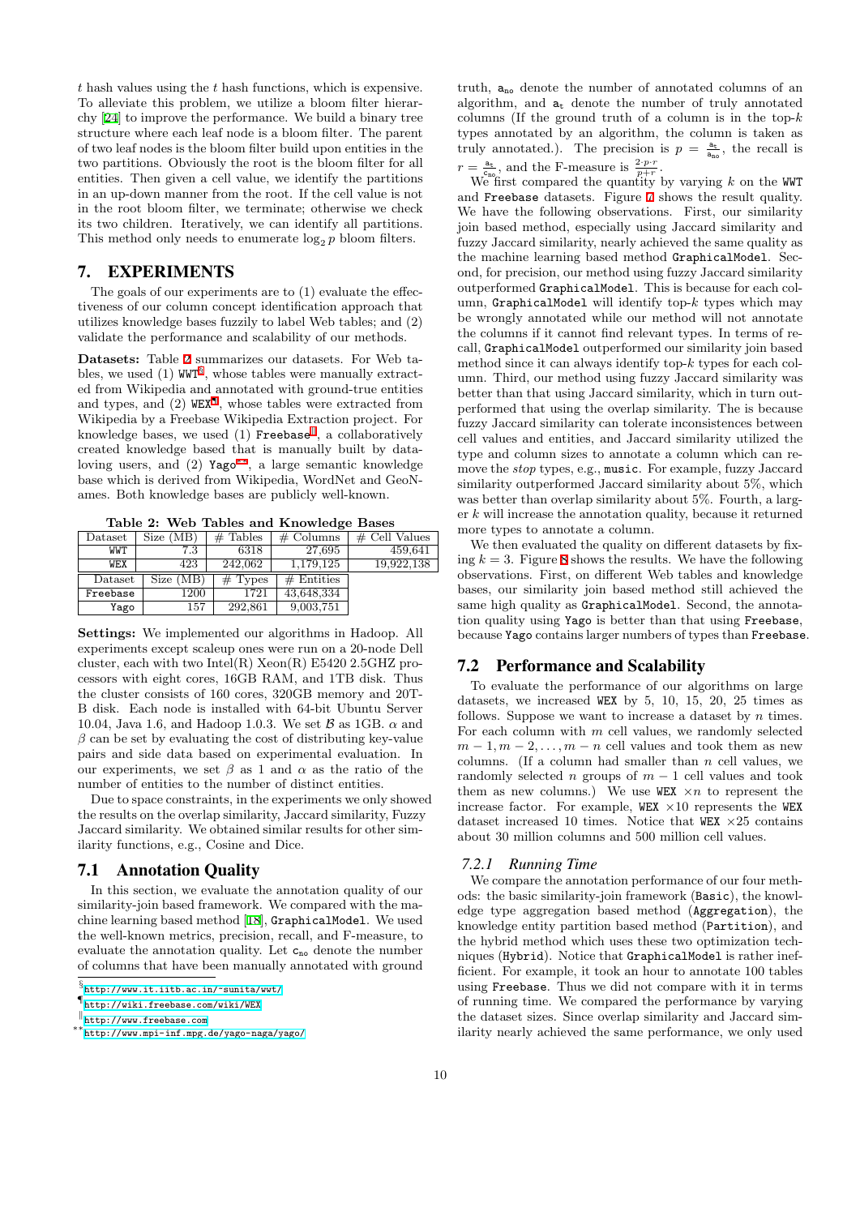$t$ hash values using the $t$ hash functions, which is expensive. To alleviate this problem, we utilize a bloom filter hierarchy [24] to improve the performance. We build a binary tree structure where each leaf node is a bloom filter. The parent of two leaf nodes is the bloom filter build upon entities in the two partitions. Obviously the root is the bloom filter for all entities. Then given a cell value, we identify the partitions in an up-down manner from the root. If the cell value is not in the root bloom filter, we terminate; otherwise we check its two children. Iteratively, we can identify all partitions. This method only needs to enumerate $\log_2 p$ bloom filters.

# 7. EXPERIMENTS

The goals of our experiments are to (1) evaluate the effectiveness of our column concept identification approach that utilizes knowledge bases fuzzily to label Web tables; and (2) validate the performance and scalability of our methods.

**Datasets:** Table 2 summarizes our datasets. For Web tables, we used (1) WWT[§], whose tables were manually extracted from Wikipedia and annotated with ground-true entities and types, and (2) WEX[¶], whose tables were extracted from Wikipedia by a Freebase Wikipedia Extraction project. For knowledge bases, we used (1) Freebase[‖], a collaboratively created knowledge based that is manually built by data-loving users, and (2) Yago[**], a large semantic knowledge base which is derived from Wikipedia, WordNet and GeoNames. Both knowledge bases are publicly well-known.

**Table 2: Web Tables and Knowledge Bases**

| Dataset | Size (MB) | # Tables | # Columns | # Cell Values |
|---|---|---|---|---|
| WWT | 7.3 | 6318 | 27,695 | 459,641 |
| WEX | 423 | 242,062 | 1,179,125 | 19,922,138 |

| Dataset | Size (MB) | # Types | # Entities |
|---|---|---|---|
| Freebase | 1200 | 1721 | 43,648,334 |
| Yago | 157 | 292,861 | 9,003,751 |

**Settings:** We implemented our algorithms in Hadoop. All experiments except scaleup ones were run on a 20-node Dell cluster, each with two Intel(R) Xeon(R) E5420 2.5GHZ processors with eight cores, 16GB RAM, and 1TB disk. Thus the cluster consists of 160 cores, 320GB memory and 20T-B disk. Each node is installed with 64-bit Ubuntu Server 10.04, Java 1.6, and Hadoop 1.0.3. We set $\mathcal{B}$ as 1GB. $\alpha$ and $\beta$ can be set by evaluating the cost of distributing key-value pairs and side data based on experimental evaluation. In our experiments, we set $\beta$ as 1 and $\alpha$ as the ratio of the number of entities to the number of distinct entities.

Due to space constraints, in the experiments we only showed the results on the overlap similarity, Jaccard similarity, Fuzzy Jaccard similarity. We obtained similar results for other similarity functions, e.g., Cosine and Dice.

## 7.1 Annotation Quality

In this section, we evaluate the annotation quality of our similarity-join based framework. We compared with the machine learning based method [18], GraphicalModel. We used the well-known metrics, precision, recall, and F-measure, to evaluate the annotation quality. Let $\mathtt{c_{no}}$ denote the number of columns that have been manually annotated with ground truth, $\mathtt{a_{no}}$ denote the number of annotated columns of an algorithm, and $\mathtt{a_t}$ denote the number of truly annotated columns (If the ground truth of a column is in the top-$k$ types annotated by an algorithm, the column is taken as truly annotated.). The precision is $p = \frac{\mathtt{a_t}}{\mathtt{a_{no}}}$, the recall is $r = \frac{\mathtt{a_t}}{\mathtt{c_{no}}}$, and the F-measure is $\frac{2 \cdot p \cdot r}{p+r}$.

We first compared the quantity by varying $k$ on the WWT and Freebase datasets. Figure 7 shows the result quality. We have the following observations. First, our similarity join based method, especially using Jaccard similarity and fuzzy Jaccard similarity, nearly achieved the same quality as the machine learning based method GraphicalModel. Second, for precision, our method using fuzzy Jaccard similarity outperformed GraphicalModel. This is because for each column, GraphicalModel will identify top-$k$ types which may be wrongly annotated while our method will not annotate the columns if it cannot find relevant types. In terms of recall, GraphicalModel outperformed our similarity join based method since it can always identify top-$k$ types for each column. Third, our method using fuzzy Jaccard similarity was better than that using Jaccard similarity, which in turn outperformed that using the overlap similarity. The is because fuzzy Jaccard similarity can tolerate inconsistences between cell values and entities, and Jaccard similarity utilized the type and column sizes to annotate a column which can remove the *stop* types, e.g., music. For example, fuzzy Jaccard similarity outperformed Jaccard similarity about 5%, which was better than overlap similarity about 5%. Fourth, a larger $k$ will increase the annotation quality, because it returned more types to annotate a column.

We then evaluated the quality on different datasets by fixing $k = 3$. Figure 8 shows the results. We have the following observations. First, on different Web tables and knowledge bases, our similarity join based method still achieved the same high quality as GraphicalModel. Second, the annotation quality using Yago is better than that using Freebase, because Yago contains larger numbers of types than Freebase.

## 7.2 Performance and Scalability

To evaluate the performance of our algorithms on large datasets, we increased WEX by 5, 10, 15, 20, 25 times as follows. Suppose we want to increase a dataset by $n$ times. For each column with $m$ cell values, we randomly selected $m-1, m-2, \ldots, m-n$ cell values and took them as new columns. (If a column had smaller than $n$ cell values, we randomly selected $n$ groups of $m-1$ cell values and took them as new columns.) We use WEX $\times n$ to represent the increase factor. For example, WEX $\times 10$ represents the WEX dataset increased 10 times. Notice that WEX $\times 25$ contains about 30 million columns and 500 million cell values.

### 7.2.1 Running Time

We compare the annotation performance of our four methods: the basic similarity-join framework (Basic), the knowledge type aggregation based method (Aggregation), the knowledge entity partition based method (Partition), and the hybrid method which uses these two optimization techniques (Hybrid). Notice that GraphicalModel is rather inefficient. For example, it took an hour to annotate 100 tables using Freebase. Thus we did not compare with it in terms of running time. We compared the performance by varying the dataset sizes. Since overlap similarity and Jaccard similarity nearly achieved the same performance, we only used

[§] http://www.it.iitb.ac.in/~sunita/wwt/

[¶] http://wiki.freebase.com/wiki/WEX

[‖] http://www.freebase.com

[**] http://www.mpi-inf.mpg.de/yago-naga/yago/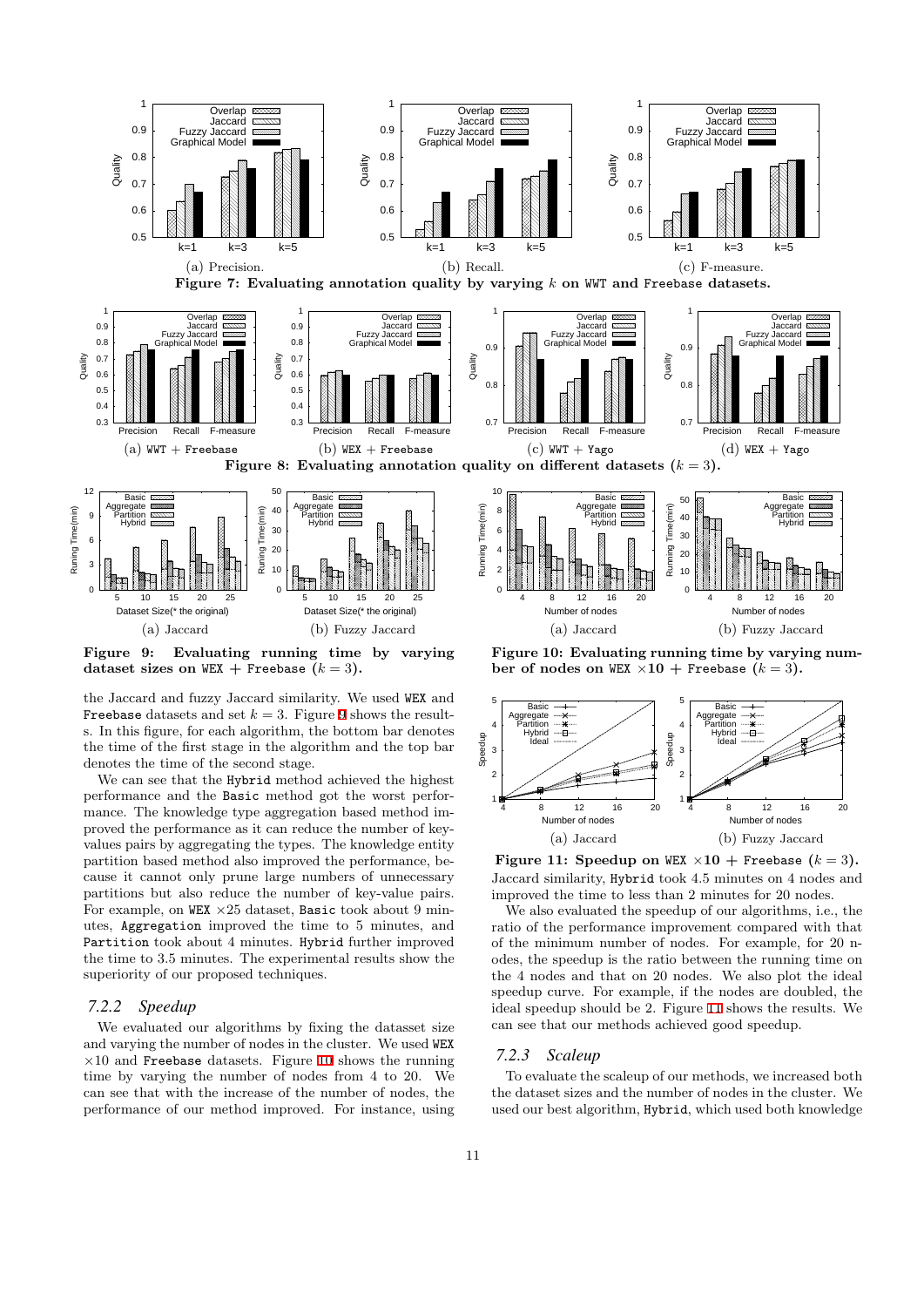Figure 7: Evaluating annotation quality by varying $k$ on WWT and Freebase datasets.

(a) Precision. (b) Recall. (c) F-measure.

Figure 8: Evaluating annotation quality on different datasets ($k = 3$).

(a) WWT + Freebase (b) WEX + Freebase (c) WWT + Yago (d) WEX + Yago

Figure 9: Evaluating running time by varying dataset sizes on WEX + Freebase ($k = 3$).

(a) Jaccard (b) Fuzzy Jaccard

Figure 10: Evaluating running time by varying number of nodes on WEX ×10 + Freebase ($k = 3$).

(a) Jaccard (b) Fuzzy Jaccard

the Jaccard and fuzzy Jaccard similarity. We used WEX and Freebase datasets and set $k = 3$. Figure 9 shows the results. In this figure, for each algorithm, the bottom bar denotes the time of the first stage in the algorithm and the top bar denotes the time of the second stage.

We can see that the Hybrid method achieved the highest performance and the Basic method got the worst performance. The knowledge type aggregation based method improved the performance as it can reduce the number of key-values pairs by aggregating the types. The knowledge entity partition based method also improved the performance, because it cannot only prune large numbers of unnecessary partitions but also reduce the number of key-value pairs. For example, on WEX ×25 dataset, Basic took about 9 minutes, Aggregation improved the time to 5 minutes, and Partition took about 4 minutes. Hybrid further improved the time to 3.5 minutes. The experimental results show the superiority of our proposed techniques.

### 7.2.2 *Speedup*

We evaluated our algorithms by fixing the dataset size and varying the number of nodes in the cluster. We used WEX ×10 and Freebase datasets. Figure 10 shows the running time by varying the number of nodes from 4 to 20. We can see that with the increase of the number of nodes, the performance of our method improved. For instance, using Jaccard similarity, Hybrid took 4.5 minutes on 4 nodes and improved the time to less than 2 minutes for 20 nodes.

Figure 11: Speedup on WEX ×10 + Freebase ($k = 3$).

(a) Jaccard (b) Fuzzy Jaccard

We also evaluated the speedup of our algorithms, i.e., the ratio of the performance improvement compared with that of the minimum number of nodes. For example, for 20 nodes, the speedup is the ratio between the running time on the 4 nodes and that on 20 nodes. We also plot the ideal speedup curve. For example, if the nodes are doubled, the ideal speedup should be 2. Figure 11 shows the results. We can see that our methods achieved good speedup.

### 7.2.3 *Scaleup*

To evaluate the scaleup of our methods, we increased both the dataset sizes and the number of nodes in the cluster. We used our best algorithm, Hybrid, which used both knowledge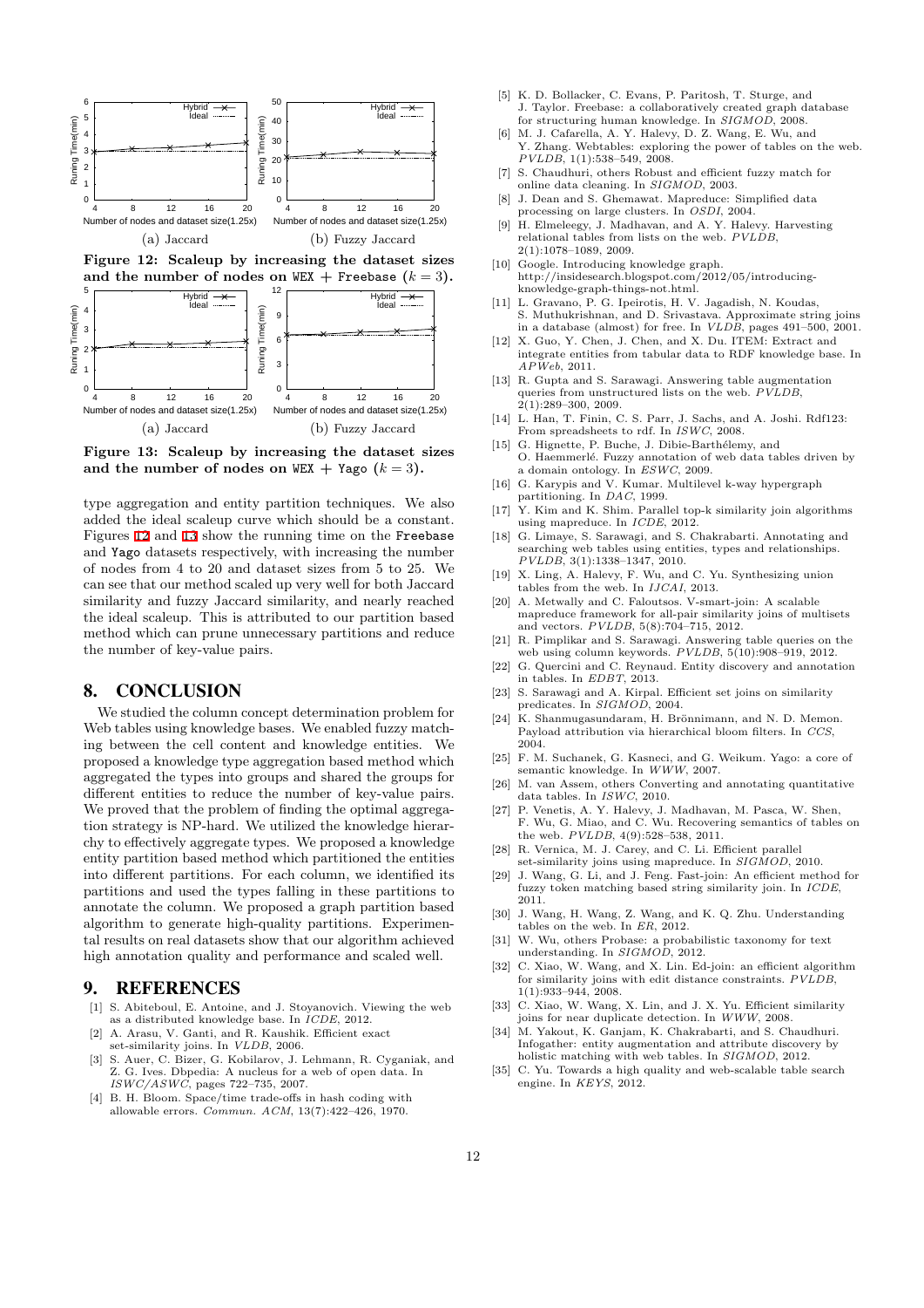(a) Jaccard

(b) Fuzzy Jaccard

**Figure 12: Scaleup by increasing the dataset sizes and the number of nodes on WEX + Freebase ($k = 3$).**

(a) Jaccard

(b) Fuzzy Jaccard

**Figure 13: Scaleup by increasing the dataset sizes and the number of nodes on WEX + Yago ($k = 3$).**

type aggregation and entity partition techniques. We also added the ideal scaleup curve which should be a constant. Figures 12 and 13 show the running time on the Freebase and Yago datasets respectively, with increasing the number of nodes from 4 to 20 and dataset sizes from 5 to 25. We can see that our method scaled up very well for both Jaccard similarity and fuzzy Jaccard similarity, and nearly reached the ideal scaleup. This is attributed to our partition based method which can prune unnecessary partitions and reduce the number of key-value pairs.

## 8. CONCLUSION

We studied the column concept determination problem for Web tables using knowledge bases. We enabled fuzzy matching between the cell content and knowledge entities. We proposed a knowledge type aggregation based method which aggregated the types into groups and shared the groups for different entities to reduce the number of key-value pairs. We proved that the problem of finding the optimal aggregation strategy is NP-hard. We utilized the knowledge hierarchy to effectively aggregate types. We proposed a knowledge entity partition based method which partitioned the entities into different partitions. For each column, we identified its partitions and used the types falling in these partitions to annotate the column. We proposed a graph partition based algorithm to generate high-quality partitions. Experimental results on real datasets show that our algorithm achieved high annotation quality and performance and scaled well.

## 9. REFERENCES

[1] S. Abiteboul, E. Antoine, and J. Stoyanovich. Viewing the web as a distributed knowledge base. In *ICDE*, 2012.

[2] A. Arasu, V. Ganti, and R. Kaushik. Efficient exact set-similarity joins. In *VLDB*, 2006.

[3] S. Auer, C. Bizer, G. Kobilarov, J. Lehmann, R. Cyganiak, and Z. G. Ives. Dbpedia: A nucleus for a web of open data. In *ISWC/ASWC*, pages 722–735, 2007.

[4] B. H. Bloom. Space/time trade-offs in hash coding with allowable errors. *Commun. ACM*, 13(7):422–426, 1970.

[5] K. D. Bollacker, C. Evans, P. Paritosh, T. Sturge, and J. Taylor. Freebase: a collaboratively created graph database for structuring human knowledge. In *SIGMOD*, 2008.

[6] M. J. Cafarella, A. Y. Halevy, D. Z. Wang, E. Wu, and Y. Zhang. Webtables: exploring the power of tables on the web. *PVLDB*, 1(1):538–549, 2008.

[7] S. Chaudhuri, others Robust and efficient fuzzy match for online data cleaning. In *SIGMOD*, 2003.

[8] J. Dean and S. Ghemawat. Mapreduce: Simplified data processing on large clusters. In *OSDI*, 2004.

[9] H. Elmeleegy, J. Madhavan, and A. Y. Halevy. Harvesting relational tables from lists on the web. *PVLDB*, 2(1):1078–1089, 2009.

[10] Google. Introducing knowledge graph. http://insidesearch.blogspot.com/2012/05/introducing-knowledge-graph-things-not.html.

[11] L. Gravano, P. G. Ipeirotis, H. V. Jagadish, N. Koudas, S. Muthukrishnan, and D. Srivastava. Approximate string joins in a database (almost) for free. In *VLDB*, pages 491–500, 2001.

[12] X. Guo, Y. Chen, J. Chen, and X. Du. ITEM: Extract and integrate entities from tabular data to RDF knowledge base. In *APWeb*, 2011.

[13] R. Gupta and S. Sarawagi. Answering table augmentation queries from unstructured lists on the web. *PVLDB*, 2(1):289–300, 2009.

[14] L. Han, T. Finin, C. S. Parr, J. Sachs, and A. Joshi. Rdf123: From spreadsheets to rdf. In *ISWC*, 2008.

[15] G. Hignette, P. Buche, J. Dibie-Barthélemy, and O. Haemmerlé. Fuzzy annotation of web data tables driven by a domain ontology. In *ESWC*, 2009.

[16] G. Karypis and V. Kumar. Multilevel k-way hypergraph partitioning. In *DAC*, 1999.

[17] Y. Kim and K. Shim. Parallel top-k similarity join algorithms using mapreduce. In *ICDE*, 2012.

[18] G. Limaye, S. Sarawagi, and S. Chakrabarti. Annotating and searching web tables using entities, types and relationships. *PVLDB*, 3(1):1338–1347, 2010.

[19] X. Ling, A. Halevy, F. Wu, and C. Yu. Synthesizing union tables from the web. In *IJCAI*, 2013.

[20] A. Metwally and C. Faloutsos. V-smart-join: A scalable mapreduce framework for all-pair similarity joins of multisets and vectors. *PVLDB*, 5(8):704–715, 2012.

[21] R. Pimplikar and S. Sarawagi. Answering table queries on the web using column keywords. *PVLDB*, 5(10):908–919, 2012.

[22] G. Quercini and C. Reynaud. Entity discovery and annotation in tables. In *EDBT*, 2013.

[23] S. Sarawagi and A. Kirpal. Efficient set joins on similarity predicates. In *SIGMOD*, 2004.

[24] K. Shanmugasundaram, H. Brönnimann, and N. D. Memon. Payload attribution via hierarchical bloom filters. In *CCS*, 2004.

[25] F. M. Suchanek, G. Kasneci, and G. Weikum. Yago: a core of semantic knowledge. In *WWW*, 2007.

[26] M. van Assem, others Converting and annotating quantitative data tables. In *ISWC*, 2010.

[27] P. Venetis, A. Y. Halevy, J. Madhavan, M. Pasca, W. Shen, F. Wu, G. Miao, and C. Wu. Recovering semantics of tables on the web. *PVLDB*, 4(9):528–538, 2011.

[28] R. Vernica, M. J. Carey, and C. Li. Efficient parallel set-similarity joins using mapreduce. In *SIGMOD*, 2010.

[29] J. Wang, G. Li, and J. Feng. Fast-join: An efficient method for fuzzy token matching based string similarity join. In *ICDE*, 2011.

[30] J. Wang, H. Wang, Z. Wang, and K. Q. Zhu. Understanding tables on the web. In *ER*, 2012.

[31] W. Wu, others Probase: a probabilistic taxonomy for text understanding. In *SIGMOD*, 2012.

[32] C. Xiao, W. Wang, and X. Lin. Ed-join: an efficient algorithm for similarity joins with edit distance constraints. *PVLDB*, 1(1):933–944, 2008.

[33] C. Xiao, W. Wang, X. Lin, and J. X. Yu. Efficient similarity joins for near duplicate detection. In *WWW*, 2008.

[34] M. Yakout, K. Ganjam, K. Chakrabarti, and S. Chaudhuri. Infogather: entity augmentation and attribute discovery by holistic matching with web tables. In *SIGMOD*, 2012.

[35] C. Yu. Towards a high quality and web-scalable table search engine. In *KEYS*, 2012.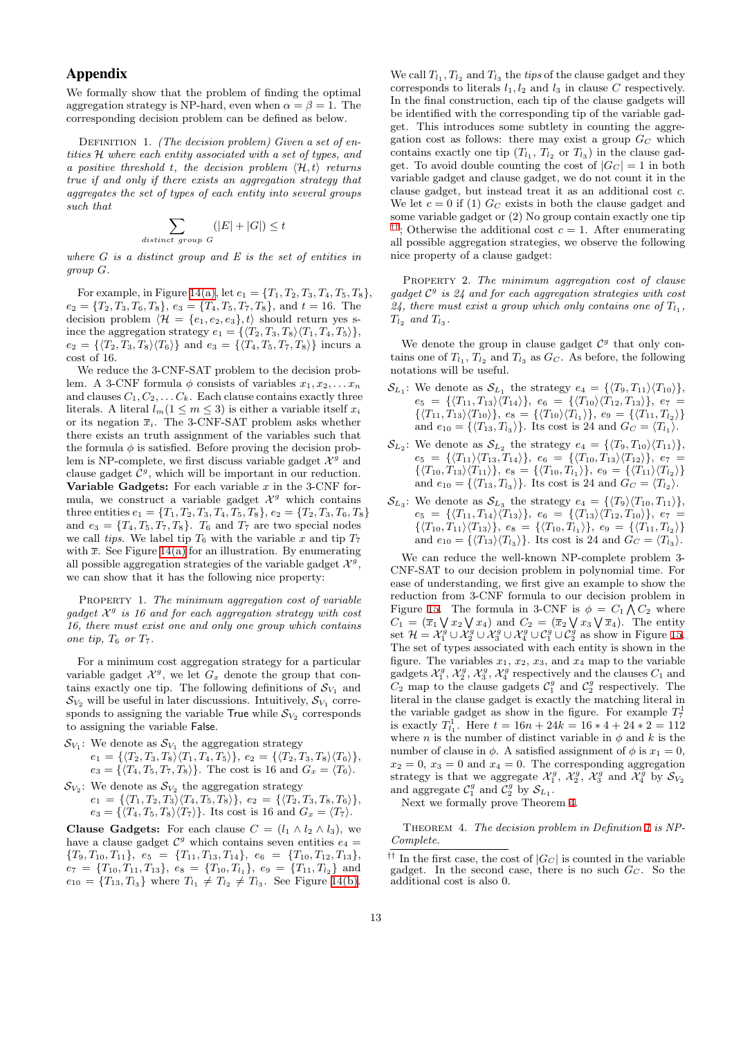## Appendix

We formally show that the problem of finding the optimal aggregation strategy is NP-hard, even when $\alpha = \beta = 1$. The corresponding decision problem can be defined as below.

Definition 1. *(The decision problem) Given a set of entities $\mathcal{H}$ where each entity associated with a set of types, and a positive threshold $t$, the decision problem $\langle \mathcal{H}, t\rangle$ returns true if and only if there exists an aggregation strategy that aggregates the set of types of each entity into several groups such that*

$$\sum_{distinct\ group\ G} (|E| + |G|) \leq t$$

*where $G$ is a distinct group and $E$ is the set of entities in group $G$.*

For example, in Figure 14(a), let $e_1 = \{T_1, T_2, T_3, T_4, T_5, T_8\}$, $e_2 = \{T_2, T_3, T_6, T_8\}$, $e_3 = \{T_4, T_5, T_7, T_8\}$, and $t = 16$. The decision problem $\langle \mathcal{H} = \{e_1, e_2, e_3\}, t\rangle$ should return yes since the aggregation strategy $e_1 = \{\langle T_2, T_3, T_8\rangle\langle T_1, T_4, T_5\rangle\}$, $e_2 = \{\langle T_2, T_3, T_8\rangle\langle T_6\rangle\}$ and $e_3 = \{\langle T_4, T_5, T_7, T_8\rangle\}$ incurs a cost of 16.

We reduce the 3-CNF-SAT problem to the decision problem. A 3-CNF formula $\phi$ consists of variables $x_1, x_2, \ldots x_n$ and clauses $C_1, C_2, \ldots C_k$. Each clause contains exactly three literals. A literal $l_m (1 \leq m \leq 3)$ is either a variable itself $x_i$ or its negation $\overline{x}_i$. The 3-CNF-SAT problem asks whether there exists an truth assignment of the variables such that the formula $\phi$ is satisfied. Before proving the decision problem is NP-complete, we first discuss variable gadget $\mathcal{X}^g$ and clause gadget $\mathcal{C}^g$, which will be important in our reduction.

**Variable Gadgets:** For each variable $x$ in the 3-CNF formula, we construct a variable gadget $\mathcal{X}^g$ which contains three entities $e_1 = \{T_1, T_2, T_3, T_4, T_5, T_8\}$, $e_2 = \{T_2, T_3, T_6, T_8\}$ and $e_3 = \{T_4, T_5, T_7, T_8\}$. $T_6$ and $T_7$ are two special nodes we call *tips*. We label tip $T_6$ with the variable $x$ and tip $T_7$ with $\overline{x}$. See Figure 14(a) for an illustration. By enumerating all possible aggregation strategies of the variable gadget $\mathcal{X}^g$, we can show that it has the following nice property:

Property 1. *The minimum aggregation cost of variable gadget $\mathcal{X}^g$ is 16 and for each aggregation strategy with cost 16, there must exist one and only one group which contains one tip, $T_6$ or $T_7$.*

For a minimum cost aggregation strategy for a particular variable gadget $\mathcal{X}^g$, we let $G_x$ denote the group that contains exactly one tip. The following definitions of $\mathcal{S}_{V_1}$ and $\mathcal{S}_{V_2}$ will be useful in later discussions. Intuitively, $\mathcal{S}_{V_1}$ corresponds to assigning the variable True while $\mathcal{S}_{V_2}$ corresponds to assigning the variable False.

- $\mathcal{S}_{V_1}$: We denote as $\mathcal{S}_{V_1}$ the aggregation strategy $e_1 = \{\langle T_2, T_3, T_8\rangle\langle T_1, T_4, T_5\rangle\}$, $e_2 = \{\langle T_2, T_3, T_8\rangle\langle T_6\rangle\}$, $e_3 = \{\langle T_4, T_5, T_7, T_8\rangle\}$. The cost is 16 and $G_x = \langle T_6\rangle$.
- $\mathcal{S}_{V_2}$: We denote as $\mathcal{S}_{V_2}$ the aggregation strategy $e_1 = \{\langle T_1, T_2, T_3\rangle\langle T_4, T_5, T_8\rangle\}$, $e_2 = \{\langle T_2, T_3, T_8, T_6\rangle\}$, $e_3 = \{\langle T_4, T_5, T_8\rangle\langle T_7\rangle\}$. Its cost is 16 and $G_x = \langle T_7\rangle$.

**Clause Gadgets:** For each clause $C = (l_1 \wedge l_2 \wedge l_3)$, we have a clause gadget $\mathcal{C}^g$ which contains seven entities $e_4 = \{T_9, T_{10}, T_{11}\}$, $e_5 = \{T_{11}, T_{13}, T_{14}\}$, $e_6 = \{T_{10}, T_{12}, T_{13}\}$, $e_7 = \{T_{10}, T_{11}, T_{13}\}$, $e_8 = \{T_{10}, T_{l_1}\}$, $e_9 = \{T_{11}, T_{l_2}\}$ and $e_{10} = \{T_{13}, T_{l_3}\}$ where $T_{l_1} \neq T_{l_2} \neq T_{l_3}$. See Figure 14(b). We call $T_{l_1}, T_{l_2}$ and $T_{l_3}$ the *tips* of the clause gadget and they corresponds to literals $l_1, l_2$ and $l_3$ in clause $C$ respectively. In the final construction, each tip of the clause gadgets will be identified with the corresponding tip of the variable gadget. This introduces some subtlety in counting the aggregation cost as follows: there may exist a group $G_C$ which contains exactly one tip ($T_{l_1}$, $T_{l_2}$ or $T_{l_3}$) in the clause gadget. To avoid double counting the cost of $|G_C| = 1$ in both variable gadget and clause gadget, we do not count it in the clause gadget, but instead treat it as an additional cost $c$. We let $c = 0$ if (1) $G_C$ exists in both the clause gadget and some variable gadget or (2) No group contain exactly one tip [††]; Otherwise the additional cost $c = 1$. After enumerating all possible aggregation strategies, we observe the following nice property of a clause gadget:

Property 2. *The minimum aggregation cost of clause gadget $\mathcal{C}^g$ is 24 and for each aggregation strategies with cost 24, there must exist a group which only contains one of $T_{l_1}$, $T_{l_2}$ and $T_{l_3}$.*

We denote the group in clause gadget $\mathcal{C}^g$ that only contains one of $T_{l_1}$, $T_{l_2}$ and $T_{l_3}$ as $G_C$. As before, the following notations will be useful.

- $\mathcal{S}_{L_1}$: We denote as $\mathcal{S}_{L_1}$ the strategy $e_4 = \{\langle T_9, T_{11}\rangle\langle T_{10}\rangle\}$, $e_5 = \{\langle T_{11}, T_{13}\rangle\langle T_{14}\rangle\}$, $e_6 = \{\langle T_{10}\rangle\langle T_{12}, T_{13}\rangle\}$, $e_7 = \{\langle T_{11}, T_{13}\rangle\langle T_{10}\rangle\}$, $e_8 = \{\langle T_{10}\rangle\langle T_{l_1}\rangle\}$, $e_9 = \{\langle T_{11}, T_{l_2}\rangle\}$ and $e_{10} = \{\langle T_{13}, T_{l_3}\rangle\}$. Its cost is 24 and $G_C = \langle T_{l_1}\rangle$.
- $\mathcal{S}_{L_2}$: We denote as $\mathcal{S}_{L_2}$ the strategy $e_4 = \{\langle T_9, T_{10}\rangle\langle T_{11}\rangle\}$, $e_5 = \{\langle T_{11}\rangle\langle T_{13}, T_{14}\rangle\}$, $e_6 = \{\langle T_{10}, T_{13}\rangle\langle T_{12}\rangle\}$, $e_7 = \{\langle T_{10}, T_{13}\rangle\langle T_{11}\rangle\}$, $e_8 = \{\langle T_{10}, T_{l_1}\rangle\}$, $e_9 = \{\langle T_{11}\rangle\langle T_{l_2}\rangle\}$ and $e_{10} = \{\langle T_{13}, T_{l_3}\rangle\}$. Its cost is 24 and $G_C = \langle T_{l_2}\rangle$.
- $\mathcal{S}_{L_3}$: We denote as $\mathcal{S}_{L_3}$ the strategy $e_4 = \{\langle T_9\rangle\langle T_{10}, T_{11}\rangle\}$, $e_5 = \{\langle T_{11}, T_{14}\rangle\langle T_{13}\rangle\}$, $e_6 = \{\langle T_{13}\rangle\langle T_{12}, T_{10}\rangle\}$, $e_7 = \{\langle T_{10}, T_{11}\rangle\langle T_{13}\rangle\}$, $e_8 = \{\langle T_{10}, T_{l_1}\rangle\}$, $e_9 = \{\langle T_{11}, T_{l_2}\rangle\}$ and $e_{10} = \{\langle T_{13}\rangle\langle T_{l_3}\rangle\}$. Its cost is 24 and $G_C = \langle T_{l_3}\rangle$.

We can reduce the well-known NP-complete problem 3-CNF-SAT to our decision problem in polynomial time. For ease of understanding, we first give an example to show the reduction from 3-CNF formula to our decision problem in Figure 15. The formula in 3-CNF is $\phi = C_1 \bigwedge C_2$ where $C_1 = (\overline{x}_1 \bigvee x_2 \bigvee x_4)$ and $C_2 = (\overline{x}_2 \bigvee x_3 \bigvee \overline{x}_4)$. The entity set $\mathcal{H} = \mathcal{X}_1^g \cup \mathcal{X}_2^g \cup \mathcal{X}_3^g \cup \mathcal{X}_4^g \cup \mathcal{C}_1^g \cup \mathcal{C}_2^g$ as show in Figure 15. The set of types associated with each entity is shown in the figure. The variables $x_1$, $x_2$, $x_3$, and $x_4$ map to the variable gadgets $\mathcal{X}_1^g$, $\mathcal{X}_2^g$, $\mathcal{X}_3^g$, $\mathcal{X}_4^g$ respectively and the clauses $C_1$ and $C_2$ map to the clause gadgets $\mathcal{C}_1^g$ and $\mathcal{C}_2^g$ respectively. The literal in the clause gadget is exactly the matching literal in the variable gadget as show in the figure. For example $T_7^1$ is exactly $T_{l_1}^1$. Here $t = 16n + 24k = 16*4 + 24*2 = 112$ where $n$ is the number of distinct variable in $\phi$ and $k$ is the number of clause in $\phi$. A satisfied assignment of $\phi$ is $x_1 = 0$, $x_2 = 0$, $x_3 = 0$ and $x_4 = 0$. The corresponding aggregation strategy is that we aggregate $\mathcal{X}_1^g$, $\mathcal{X}_2^g$, $\mathcal{X}_3^g$ and $\mathcal{X}_4^g$ by $\mathcal{S}_{V_2}$ and aggregate $\mathcal{C}_1^g$ and $\mathcal{C}_2^g$ by $\mathcal{S}_{L_1}$.

Next we formally prove Theorem 4.

Theorem 4. *The decision problem in Definition 1 is NP-Complete.*

[††] In the first case, the cost of $|G_C|$ is counted in the variable gadget. In the second case, there is no such $G_C$. So the additional cost is also 0.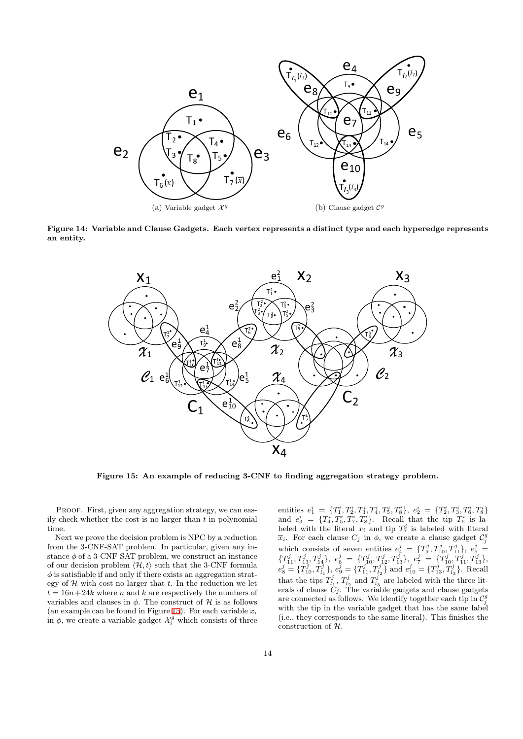(a) Variable gadget $\mathcal{X}^g$

(b) Clause gadget $\mathcal{C}^g$

**Figure 14: Variable and Clause Gadgets. Each vertex represents a distinct type and each hyperedge represents an entity.**

**Figure 15: An example of reducing 3-CNF to finding aggregation strategy problem.**

PROOF. First, given any aggregation strategy, we can easily check whether the cost is no larger than $t$ in polynomial time.

Next we prove the decision problem is NPC by a reduction from the 3-CNF-SAT problem. In particular, given any instance $\phi$ of a 3-CNF-SAT problem, we construct an instance of our decision problem $\langle \mathcal{H}, t \rangle$ such that the 3-CNF formula $\phi$ is satisfiable if and only if there exists an aggregation strategy of $\mathcal{H}$ with cost no larger that $t$. In the reduction we let $t = 16n + 24k$ where $n$ and $k$ are respectively the numbers of variables and clauses in $\phi$. The construct of $\mathcal{H}$ is as follows (an example can be found in Figure 15). For each variable $x_i$ in $\phi$, we create a variable gadget $\mathcal{X}_i^g$ which consists of three entities $e_1^i = \{T_1^i, T_2^i, T_3^i, T_4^i, T_5^i, T_8^i\}$, $e_2^i = \{T_2^i, T_3^i, T_6^i, T_8^i\}$ and $e_3^i = \{T_4^i, T_5^i, T_7^i, T_8^i\}$. Recall that the tip $T_6^i$ is labeled with the literal $x_i$ and tip $T_7^i$ is labeled with literal $\overline{x}_i$. For each clause $C_j$ in $\phi$, we create a clause gadget $\mathcal{C}_j^g$ which consists of seven entities $e_4^j = \{T_9^j, T_{10}^j, T_{11}^j\}$, $e_5^j = \{T_{11}^j, T_{13}^j, T_{14}^j\}$, $e_6^j = \{T_{10}^j, T_{12}^j, T_{13}^j\}$, $e_7^j = \{T_{10}^j, T_{11}^j, T_{13}^j\}$, $e_8^j = \{T_{10}^j, T_{l_1}^j\}$, $e_9^j = \{T_{11}^j, T_{l_2}^j\}$ and $e_{10}^j = \{T_{13}^j, T_{l_3}^j\}$. Recall that the tips $T_{l_1}^j$, $T_{l_2}^j$ and $T_{l_3}^j$ are labeled with the three literals of clause $C_j$. The variable gadgets and clause gadgets are connected as follows. We identify together each tip in $\mathcal{C}_j^g$ with the tip in the variable gadget that has the same label (i.e., they corresponds to the same literal). This finishes the construction of $\mathcal{H}$.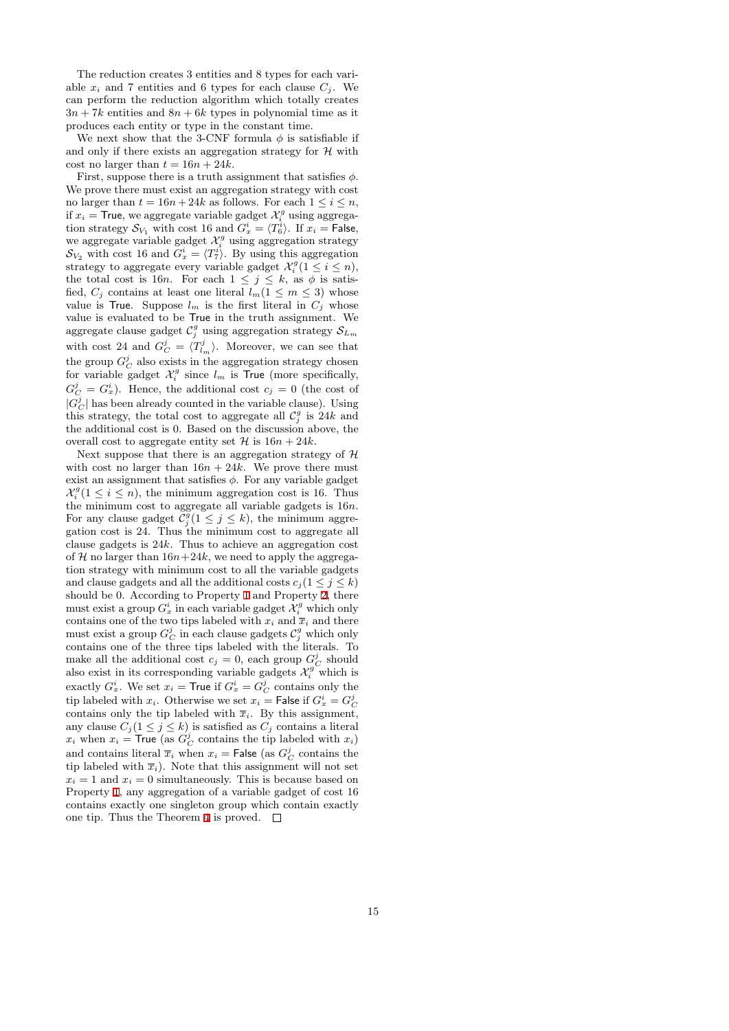The reduction creates 3 entities and 8 types for each variable $x_i$ and 7 entities and 6 types for each clause $C_j$. We can perform the reduction algorithm which totally creates $3n + 7k$ entities and $8n + 6k$ types in polynomial time as it produces each entity or type in the constant time.

We next show that the 3-CNF formula $\phi$ is satisfiable if and only if there exists an aggregation strategy for $\mathcal{H}$ with cost no larger than $t = 16n + 24k$.

First, suppose there is a truth assignment that satisfies $\phi$. We prove there must exist an aggregation strategy with cost no larger than $t = 16n + 24k$ as follows. For each $1 \leq i \leq n$, if $x_i = \mathsf{True}$, we aggregate variable gadget $\mathcal{X}_i^g$ using aggregation strategy $\mathcal{S}_{V_1}$ with cost 16 and $G_x^i = \langle T_6^i \rangle$. If $x_i = \mathsf{False}$, we aggregate variable gadget $\mathcal{X}_i^g$ using aggregation strategy $\mathcal{S}_{V_2}$ with cost 16 and $G_x^i = \langle T_7^i \rangle$. By using this aggregation strategy to aggregate every variable gadget $\mathcal{X}_i^g (1 \leq i \leq n)$, the total cost is $16n$. For each $1 \leq j \leq k$, as $\phi$ is satisfied, $C_j$ contains at least one literal $l_m (1 \leq m \leq 3)$ whose value is $\mathsf{True}$. Suppose $l_m$ is the first literal in $C_j$ whose value is evaluated to be $\mathsf{True}$ in the truth assignment. We aggregate clause gadget $\mathcal{C}_j^g$ using aggregation strategy $\mathcal{S}_{L_m}$ with cost 24 and $G_C^j = \langle T_{l_m}^j \rangle$. Moreover, we can see that the group $G_C^j$ also exists in the aggregation strategy chosen for variable gadget $\mathcal{X}_i^g$ since $l_m$ is $\mathsf{True}$ (more specifically, $G_C^j = G_x^i$). Hence, the additional cost $c_j = 0$ (the cost of $|G_C^j|$ has been already counted in the variable clause). Using this strategy, the total cost to aggregate all $\mathcal{C}_j^g$ is $24k$ and the additional cost is 0. Based on the discussion above, the overall cost to aggregate entity set $\mathcal{H}$ is $16n + 24k$.

Next suppose that there is an aggregation strategy of $\mathcal{H}$ with cost no larger than $16n + 24k$. We prove there must exist an assignment that satisfies $\phi$. For any variable gadget $\mathcal{X}_i^g (1 \leq i \leq n)$, the minimum aggregation cost is 16. Thus the minimum cost to aggregate all variable gadgets is $16n$. For any clause gadget $\mathcal{C}_j^g (1 \leq j \leq k)$, the minimum aggregation cost is 24. Thus the minimum cost to aggregate all clause gadgets is $24k$. Thus to achieve an aggregation cost of $\mathcal{H}$ no larger than $16n+24k$, we need to apply the aggregation strategy with minimum cost to all the variable gadgets and clause gadgets and all the additional costs $c_j (1 \leq j \leq k)$ should be 0. According to Property 1 and Property 2, there must exist a group $G_x^i$ in each variable gadget $\mathcal{X}_i^g$ which only contains one of the two tips labeled with $x_i$ and $\overline{x}_i$ and there must exist a group $G_C^j$ in each clause gadgets $\mathcal{C}_j^g$ which only contains one of the three tips labeled with the literals. To make all the additional cost $c_j = 0$, each group $G_C^j$ should also exist in its corresponding variable gadgets $\mathcal{X}_i^g$ which is exactly $G_x^i$. We set $x_i = \mathsf{True}$ if $G_x^i = G_C^j$ contains only the tip labeled with $x_i$. Otherwise we set $x_i = \mathsf{False}$ if $G_x^i = G_C^j$ contains only the tip labeled with $\overline{x}_i$. By this assignment, any clause $C_j (1 \leq j \leq k)$ is satisfied as $C_j$ contains a literal $x_i$ when $x_i = \mathsf{True}$ (as $G_C^j$ contains the tip labeled with $x_i$) and contains literal $\overline{x}_i$ when $x_i = \mathsf{False}$ (as $G_C^j$ contains the tip labeled with $\overline{x}_i$). Note that this assignment will not set $x_i = 1$ and $x_i = 0$ simultaneously. This is because based on Property 1, any aggregation of a variable gadget of cost 16 contains exactly one singleton group which contain exactly one tip. Thus the Theorem 4 is proved. □